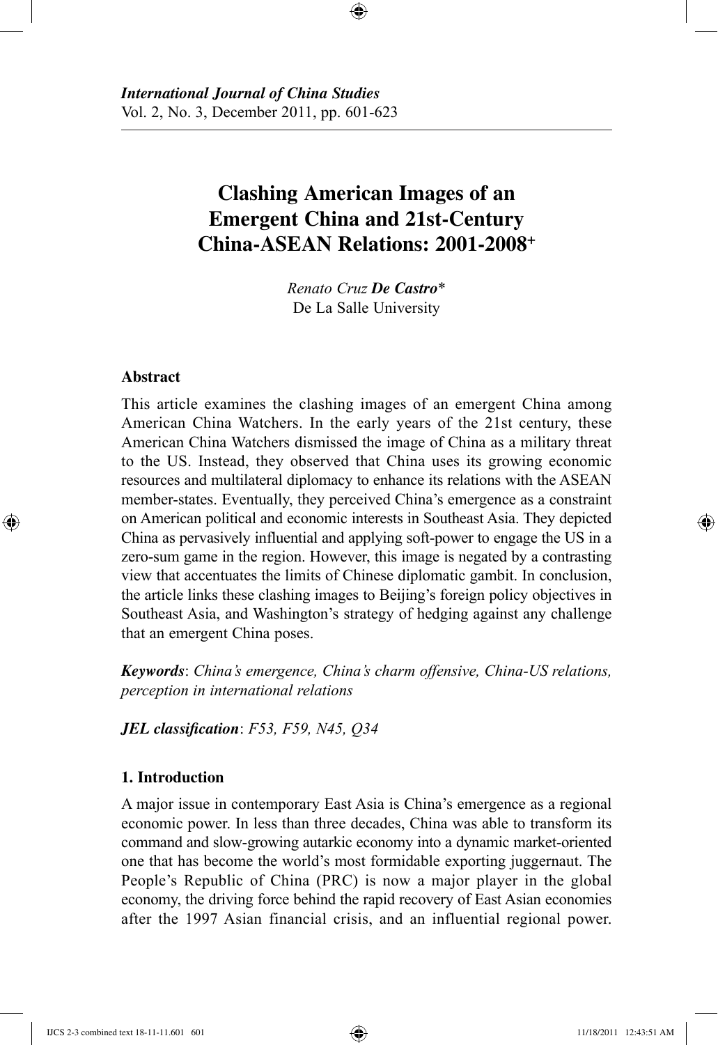*International Journal of China Studies*
Vol. 2, No. 3, December 2011, pp. 601-623

# Clashing American Images of an Emergent China and 21st-Century China-ASEAN Relations: 2001-2008[+]

*Renato Cruz* ***De Castro****
De La Salle University

### Abstract

This article examines the clashing images of an emergent China among American China Watchers. In the early years of the 21st century, these American China Watchers dismissed the image of China as a military threat to the US. Instead, they observed that China uses its growing economic resources and multilateral diplomacy to enhance its relations with the ASEAN member-states. Eventually, they perceived China's emergence as a constraint on American political and economic interests in Southeast Asia. They depicted China as pervasively influential and applying soft-power to engage the US in a zero-sum game in the region. However, this image is negated by a contrasting view that accentuates the limits of Chinese diplomatic gambit. In conclusion, the article links these clashing images to Beijing's foreign policy objectives in Southeast Asia, and Washington's strategy of hedging against any challenge that an emergent China poses.

***Keywords***: *China's emergence, China's charm offensive, China-US relations, perception in international relations*

***JEL classification***: *F53, F59, N45, Q34*

## 1. Introduction

A major issue in contemporary East Asia is China's emergence as a regional economic power. In less than three decades, China was able to transform its command and slow-growing autarkic economy into a dynamic market-oriented one that has become the world's most formidable exporting juggernaut. The People's Republic of China (PRC) is now a major player in the global economy, the driving force behind the rapid recovery of East Asian economies after the 1997 Asian financial crisis, and an influential regional power.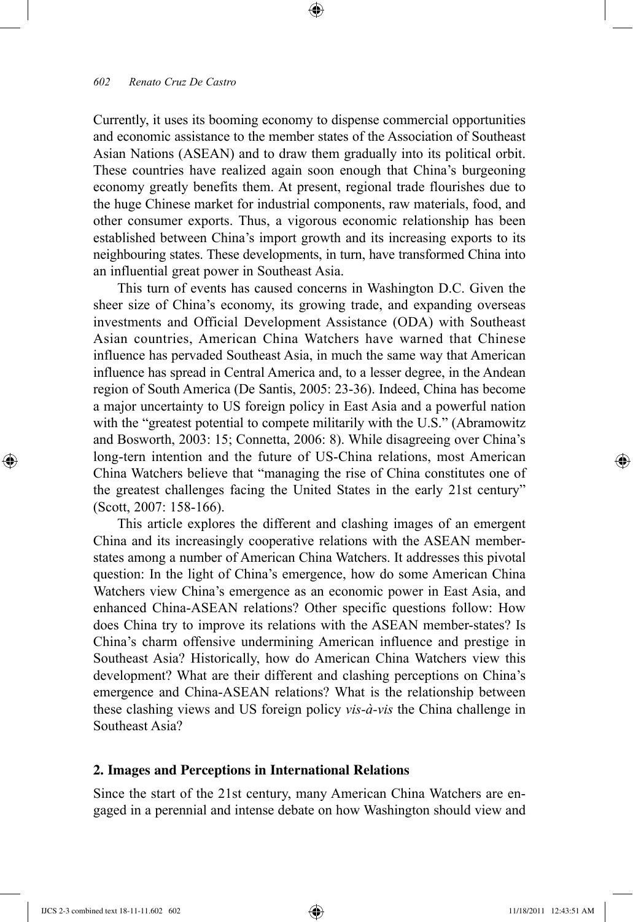Currently, it uses its booming economy to dispense commercial opportunities and economic assistance to the member states of the Association of Southeast Asian Nations (ASEAN) and to draw them gradually into its political orbit. These countries have realized again soon enough that China's burgeoning economy greatly benefits them. At present, regional trade flourishes due to the huge Chinese market for industrial components, raw materials, food, and other consumer exports. Thus, a vigorous economic relationship has been established between China's import growth and its increasing exports to its neighbouring states. These developments, in turn, have transformed China into an influential great power in Southeast Asia.

This turn of events has caused concerns in Washington D.C. Given the sheer size of China's economy, its growing trade, and expanding overseas investments and Official Development Assistance (ODA) with Southeast Asian countries, American China Watchers have warned that Chinese influence has pervaded Southeast Asia, in much the same way that American influence has spread in Central America and, to a lesser degree, in the Andean region of South America (De Santis, 2005: 23-36). Indeed, China has become a major uncertainty to US foreign policy in East Asia and a powerful nation with the "greatest potential to compete militarily with the U.S." (Abramowitz and Bosworth, 2003: 15; Connetta, 2006: 8). While disagreeing over China's long-tern intention and the future of US-China relations, most American China Watchers believe that "managing the rise of China constitutes one of the greatest challenges facing the United States in the early 21st century" (Scott, 2007: 158-166).

This article explores the different and clashing images of an emergent China and its increasingly cooperative relations with the ASEAN member-states among a number of American China Watchers. It addresses this pivotal question: In the light of China's emergence, how do some American China Watchers view China's emergence as an economic power in East Asia, and enhanced China-ASEAN relations? Other specific questions follow: How does China try to improve its relations with the ASEAN member-states? Is China's charm offensive undermining American influence and prestige in Southeast Asia? Historically, how do American China Watchers view this development? What are their different and clashing perceptions on China's emergence and China-ASEAN relations? What is the relationship between these clashing views and US foreign policy *vis-à-vis* the China challenge in Southeast Asia?

## 2. Images and Perceptions in International Relations

Since the start of the 21st century, many American China Watchers are engaged in a perennial and intense debate on how Washington should view and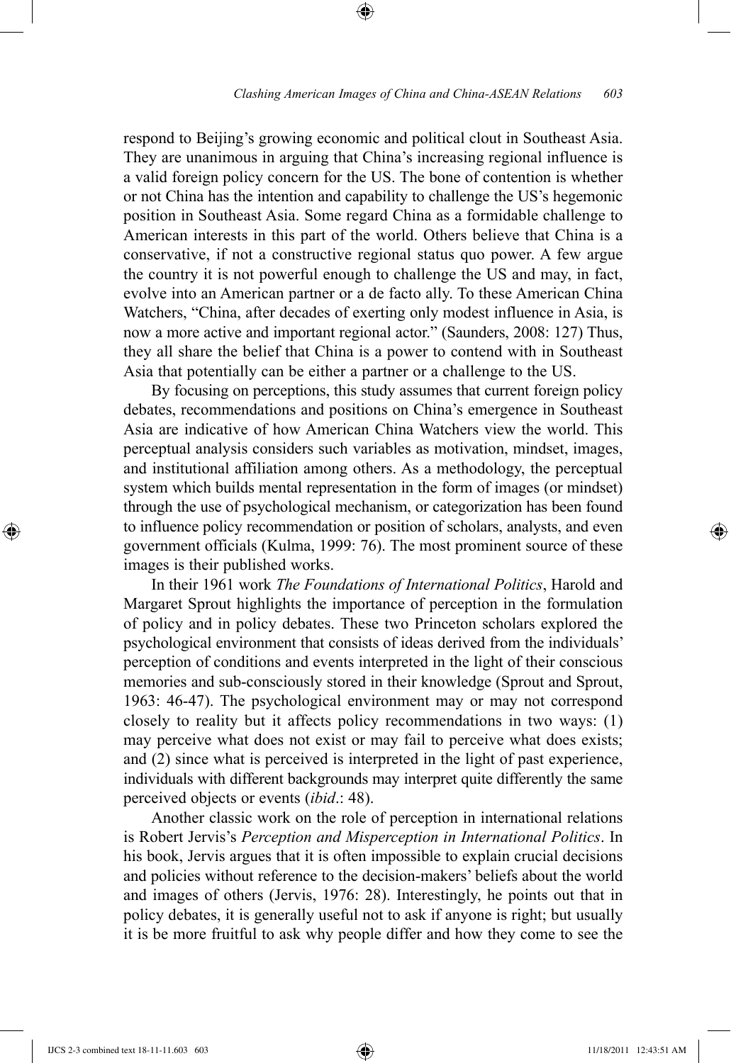respond to Beijing's growing economic and political clout in Southeast Asia. They are unanimous in arguing that China's increasing regional influence is a valid foreign policy concern for the US. The bone of contention is whether or not China has the intention and capability to challenge the US's hegemonic position in Southeast Asia. Some regard China as a formidable challenge to American interests in this part of the world. Others believe that China is a conservative, if not a constructive regional status quo power. A few argue the country it is not powerful enough to challenge the US and may, in fact, evolve into an American partner or a de facto ally. To these American China Watchers, "China, after decades of exerting only modest influence in Asia, is now a more active and important regional actor." (Saunders, 2008: 127) Thus, they all share the belief that China is a power to contend with in Southeast Asia that potentially can be either a partner or a challenge to the US.

By focusing on perceptions, this study assumes that current foreign policy debates, recommendations and positions on China's emergence in Southeast Asia are indicative of how American China Watchers view the world. This perceptual analysis considers such variables as motivation, mindset, images, and institutional affiliation among others. As a methodology, the perceptual system which builds mental representation in the form of images (or mindset) through the use of psychological mechanism, or categorization has been found to influence policy recommendation or position of scholars, analysts, and even government officials (Kulma, 1999: 76). The most prominent source of these images is their published works.

In their 1961 work *The Foundations of International Politics*, Harold and Margaret Sprout highlights the importance of perception in the formulation of policy and in policy debates. These two Princeton scholars explored the psychological environment that consists of ideas derived from the individuals' perception of conditions and events interpreted in the light of their conscious memories and sub-consciously stored in their knowledge (Sprout and Sprout, 1963: 46-47). The psychological environment may or may not correspond closely to reality but it affects policy recommendations in two ways: (1) may perceive what does not exist or may fail to perceive what does exists; and (2) since what is perceived is interpreted in the light of past experience, individuals with different backgrounds may interpret quite differently the same perceived objects or events (*ibid*.: 48).

Another classic work on the role of perception in international relations is Robert Jervis's *Perception and Misperception in International Politics*. In his book, Jervis argues that it is often impossible to explain crucial decisions and policies without reference to the decision-makers' beliefs about the world and images of others (Jervis, 1976: 28). Interestingly, he points out that in policy debates, it is generally useful not to ask if anyone is right; but usually it is be more fruitful to ask why people differ and how they come to see the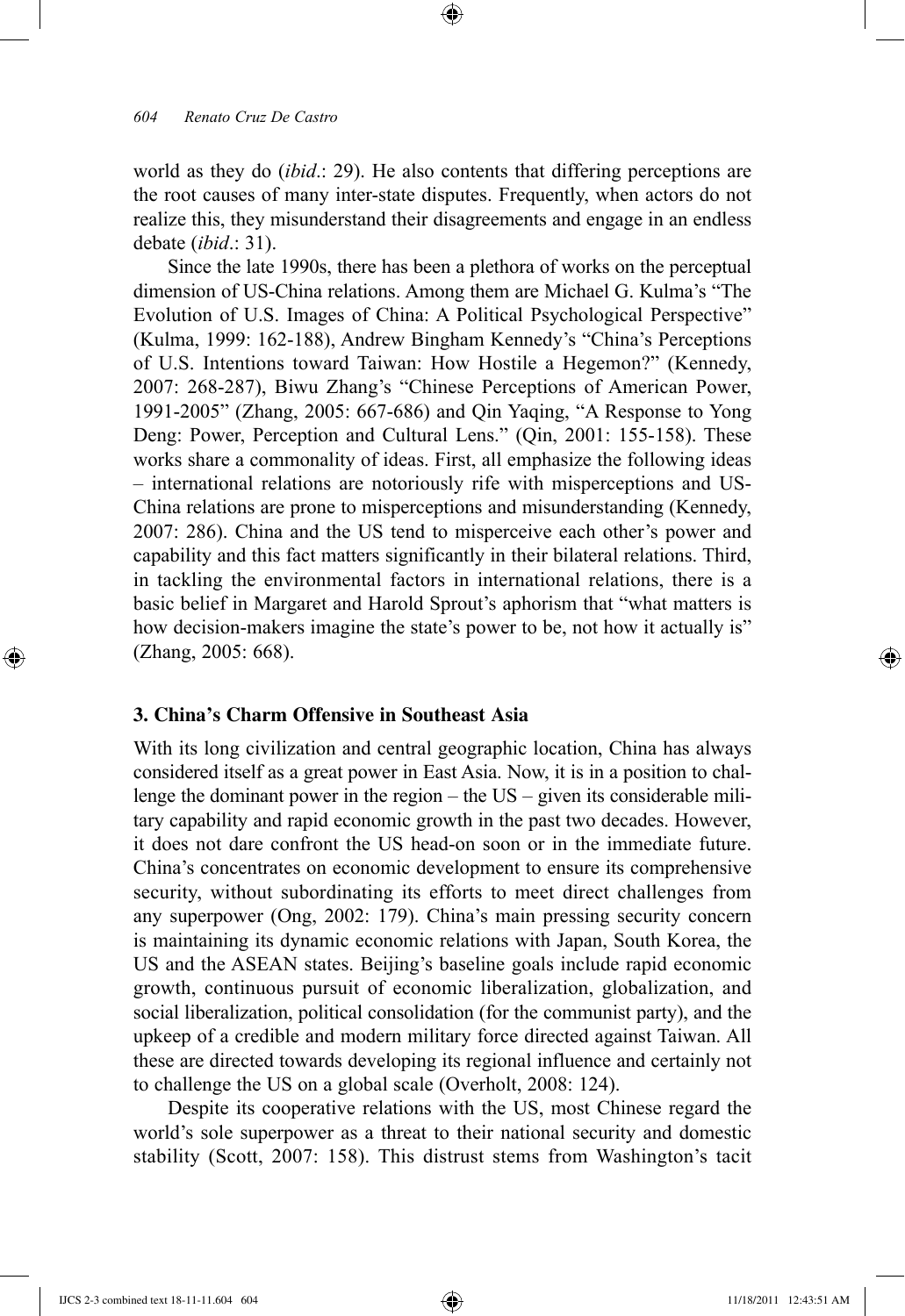world as they do (*ibid*.: 29). He also contents that differing perceptions are the root causes of many inter-state disputes. Frequently, when actors do not realize this, they misunderstand their disagreements and engage in an endless debate (*ibid*.: 31).

Since the late 1990s, there has been a plethora of works on the perceptual dimension of US-China relations. Among them are Michael G. Kulma's "The Evolution of U.S. Images of China: A Political Psychological Perspective" (Kulma, 1999: 162-188), Andrew Bingham Kennedy's "China's Perceptions of U.S. Intentions toward Taiwan: How Hostile a Hegemon?" (Kennedy, 2007: 268-287), Biwu Zhang's "Chinese Perceptions of American Power, 1991-2005" (Zhang, 2005: 667-686) and Qin Yaqing, "A Response to Yong Deng: Power, Perception and Cultural Lens." (Qin, 2001: 155-158). These works share a commonality of ideas. First, all emphasize the following ideas – international relations are notoriously rife with misperceptions and US-China relations are prone to misperceptions and misunderstanding (Kennedy, 2007: 286). China and the US tend to misperceive each other's power and capability and this fact matters significantly in their bilateral relations. Third, in tackling the environmental factors in international relations, there is a basic belief in Margaret and Harold Sprout's aphorism that "what matters is how decision-makers imagine the state's power to be, not how it actually is" (Zhang, 2005: 668).

## 3. China's Charm Offensive in Southeast Asia

With its long civilization and central geographic location, China has always considered itself as a great power in East Asia. Now, it is in a position to challenge the dominant power in the region – the US – given its considerable military capability and rapid economic growth in the past two decades. However, it does not dare confront the US head-on soon or in the immediate future. China's concentrates on economic development to ensure its comprehensive security, without subordinating its efforts to meet direct challenges from any superpower (Ong, 2002: 179). China's main pressing security concern is maintaining its dynamic economic relations with Japan, South Korea, the US and the ASEAN states. Beijing's baseline goals include rapid economic growth, continuous pursuit of economic liberalization, globalization, and social liberalization, political consolidation (for the communist party), and the upkeep of a credible and modern military force directed against Taiwan. All these are directed towards developing its regional influence and certainly not to challenge the US on a global scale (Overholt, 2008: 124).

Despite its cooperative relations with the US, most Chinese regard the world's sole superpower as a threat to their national security and domestic stability (Scott, 2007: 158). This distrust stems from Washington's tacit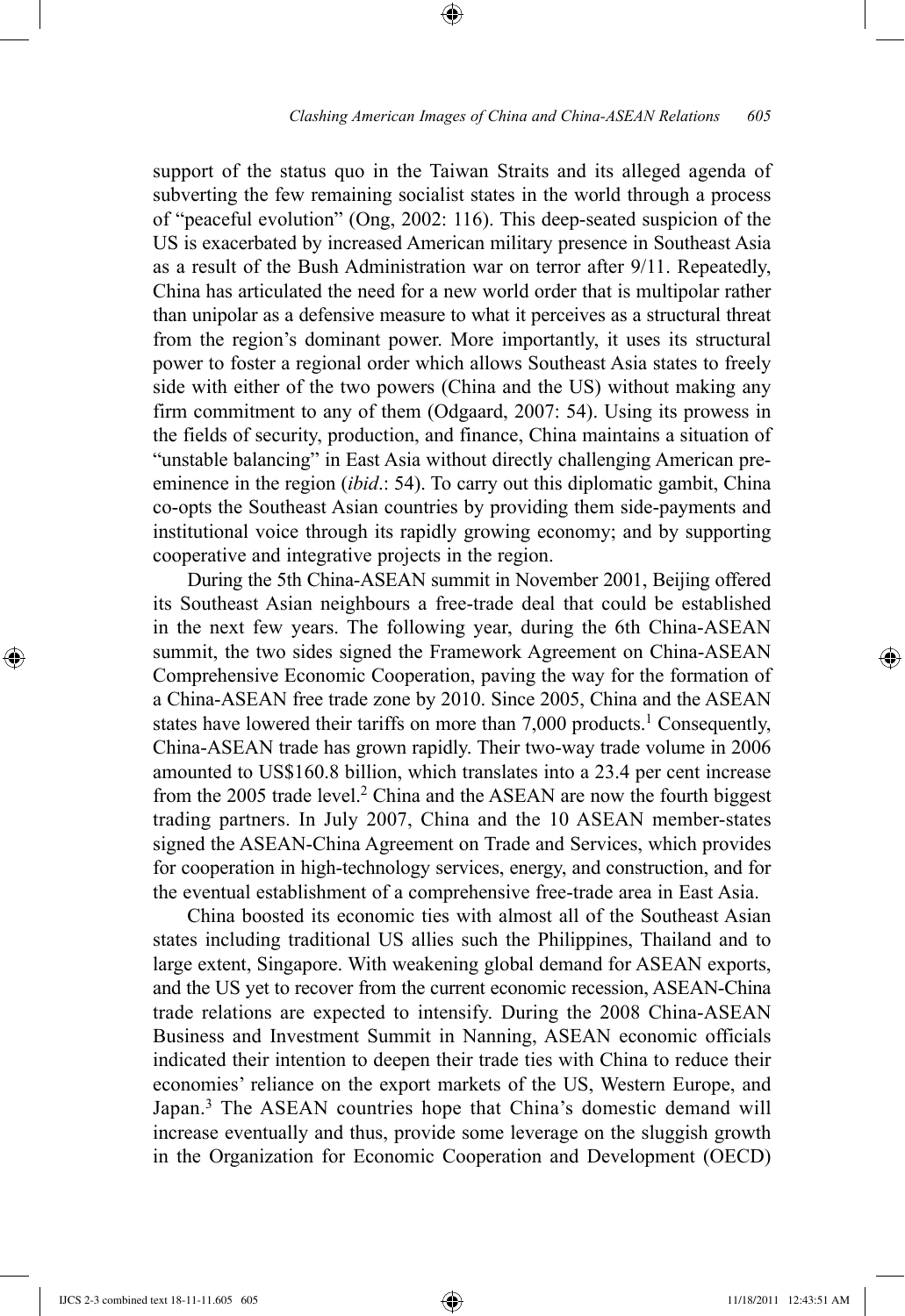support of the status quo in the Taiwan Straits and its alleged agenda of subverting the few remaining socialist states in the world through a process of "peaceful evolution" (Ong, 2002: 116). This deep-seated suspicion of the US is exacerbated by increased American military presence in Southeast Asia as a result of the Bush Administration war on terror after 9/11. Repeatedly, China has articulated the need for a new world order that is multipolar rather than unipolar as a defensive measure to what it perceives as a structural threat from the region's dominant power. More importantly, it uses its structural power to foster a regional order which allows Southeast Asia states to freely side with either of the two powers (China and the US) without making any firm commitment to any of them (Odgaard, 2007: 54). Using its prowess in the fields of security, production, and finance, China maintains a situation of "unstable balancing" in East Asia without directly challenging American pre-eminence in the region (*ibid*.: 54). To carry out this diplomatic gambit, China co-opts the Southeast Asian countries by providing them side-payments and institutional voice through its rapidly growing economy; and by supporting cooperative and integrative projects in the region.

During the 5th China-ASEAN summit in November 2001, Beijing offered its Southeast Asian neighbours a free-trade deal that could be established in the next few years. The following year, during the 6th China-ASEAN summit, the two sides signed the Framework Agreement on China-ASEAN Comprehensive Economic Cooperation, paving the way for the formation of a China-ASEAN free trade zone by 2010. Since 2005, China and the ASEAN states have lowered their tariffs on more than 7,000 products.[1] Consequently, China-ASEAN trade has grown rapidly. Their two-way trade volume in 2006 amounted to US$160.8 billion, which translates into a 23.4 per cent increase from the 2005 trade level.[2] China and the ASEAN are now the fourth biggest trading partners. In July 2007, China and the 10 ASEAN member-states signed the ASEAN-China Agreement on Trade and Services, which provides for cooperation in high-technology services, energy, and construction, and for the eventual establishment of a comprehensive free-trade area in East Asia.

China boosted its economic ties with almost all of the Southeast Asian states including traditional US allies such the Philippines, Thailand and to large extent, Singapore. With weakening global demand for ASEAN exports, and the US yet to recover from the current economic recession, ASEAN-China trade relations are expected to intensify. During the 2008 China-ASEAN Business and Investment Summit in Nanning, ASEAN economic officials indicated their intention to deepen their trade ties with China to reduce their economies' reliance on the export markets of the US, Western Europe, and Japan.[3] The ASEAN countries hope that China's domestic demand will increase eventually and thus, provide some leverage on the sluggish growth in the Organization for Economic Cooperation and Development (OECD)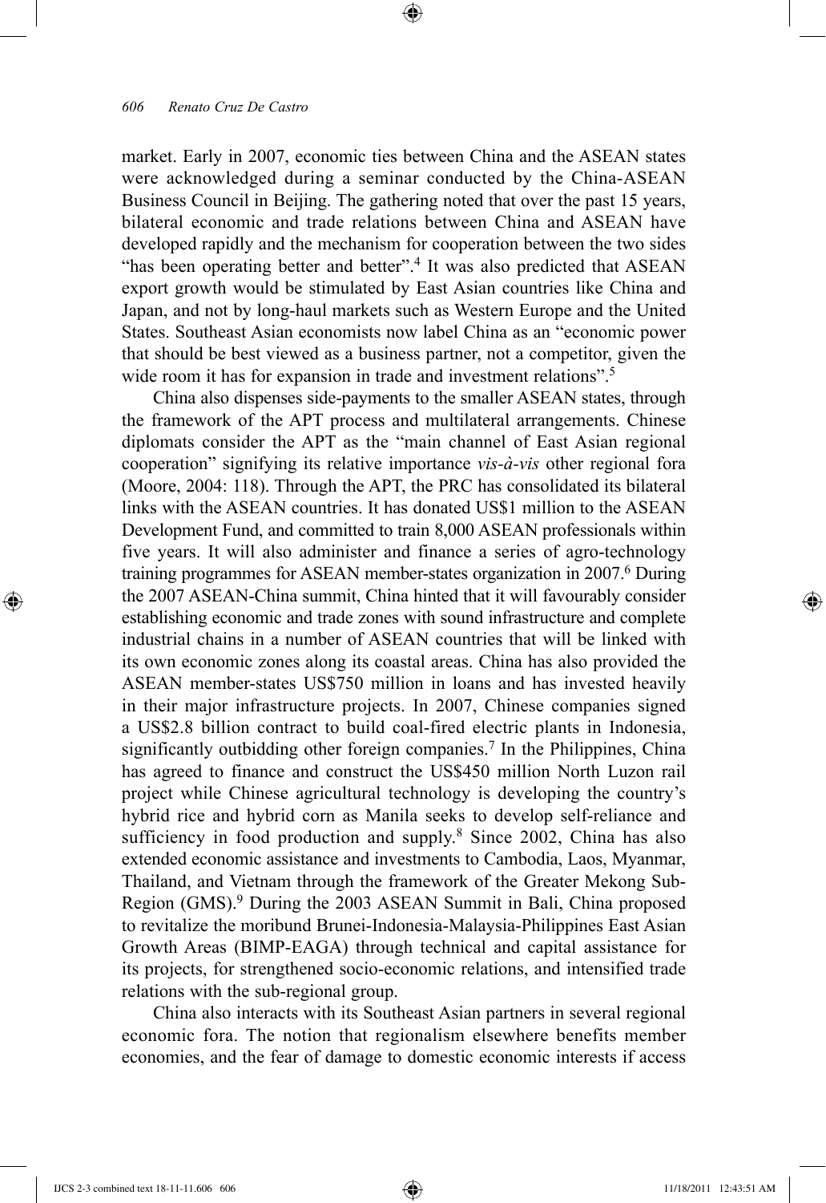market. Early in 2007, economic ties between China and the ASEAN states were acknowledged during a seminar conducted by the China-ASEAN Business Council in Beijing. The gathering noted that over the past 15 years, bilateral economic and trade relations between China and ASEAN have developed rapidly and the mechanism for cooperation between the two sides "has been operating better and better".[4] It was also predicted that ASEAN export growth would be stimulated by East Asian countries like China and Japan, and not by long-haul markets such as Western Europe and the United States. Southeast Asian economists now label China as an "economic power that should be best viewed as a business partner, not a competitor, given the wide room it has for expansion in trade and investment relations".[5]

China also dispenses side-payments to the smaller ASEAN states, through the framework of the APT process and multilateral arrangements. Chinese diplomats consider the APT as the "main channel of East Asian regional cooperation" signifying its relative importance *vis-à-vis* other regional fora (Moore, 2004: 118). Through the APT, the PRC has consolidated its bilateral links with the ASEAN countries. It has donated US$1 million to the ASEAN Development Fund, and committed to train 8,000 ASEAN professionals within five years. It will also administer and finance a series of agro-technology training programmes for ASEAN member-states organization in 2007.[6] During the 2007 ASEAN-China summit, China hinted that it will favourably consider establishing economic and trade zones with sound infrastructure and complete industrial chains in a number of ASEAN countries that will be linked with its own economic zones along its coastal areas. China has also provided the ASEAN member-states US$750 million in loans and has invested heavily in their major infrastructure projects. In 2007, Chinese companies signed a US$2.8 billion contract to build coal-fired electric plants in Indonesia, significantly outbidding other foreign companies.[7] In the Philippines, China has agreed to finance and construct the US$450 million North Luzon rail project while Chinese agricultural technology is developing the country's hybrid rice and hybrid corn as Manila seeks to develop self-reliance and sufficiency in food production and supply.[8] Since 2002, China has also extended economic assistance and investments to Cambodia, Laos, Myanmar, Thailand, and Vietnam through the framework of the Greater Mekong Sub-Region (GMS).[9] During the 2003 ASEAN Summit in Bali, China proposed to revitalize the moribund Brunei-Indonesia-Malaysia-Philippines East Asian Growth Areas (BIMP-EAGA) through technical and capital assistance for its projects, for strengthened socio-economic relations, and intensified trade relations with the sub-regional group.

China also interacts with its Southeast Asian partners in several regional economic fora. The notion that regionalism elsewhere benefits member economies, and the fear of damage to domestic economic interests if access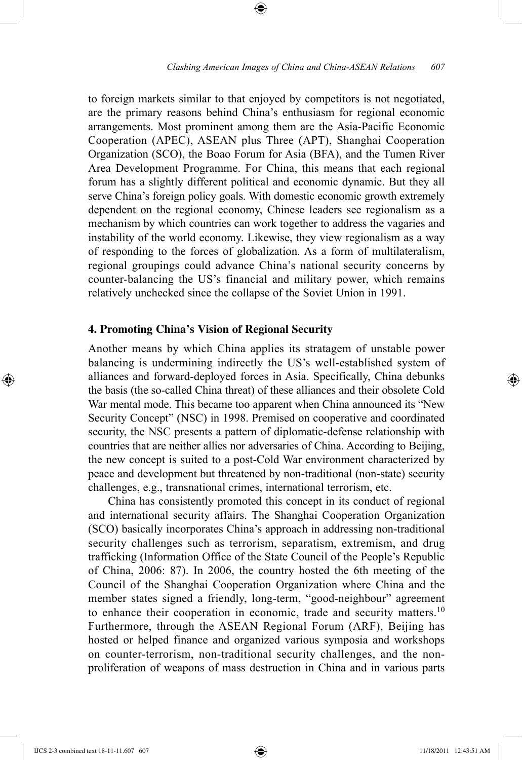to foreign markets similar to that enjoyed by competitors is not negotiated, are the primary reasons behind China's enthusiasm for regional economic arrangements. Most prominent among them are the Asia-Pacific Economic Cooperation (APEC), ASEAN plus Three (APT), Shanghai Cooperation Organization (SCO), the Boao Forum for Asia (BFA), and the Tumen River Area Development Programme. For China, this means that each regional forum has a slightly different political and economic dynamic. But they all serve China's foreign policy goals. With domestic economic growth extremely dependent on the regional economy, Chinese leaders see regionalism as a mechanism by which countries can work together to address the vagaries and instability of the world economy. Likewise, they view regionalism as a way of responding to the forces of globalization. As a form of multilateralism, regional groupings could advance China's national security concerns by counter-balancing the US's financial and military power, which remains relatively unchecked since the collapse of the Soviet Union in 1991.

## 4. Promoting China's Vision of Regional Security

Another means by which China applies its stratagem of unstable power balancing is undermining indirectly the US's well-established system of alliances and forward-deployed forces in Asia. Specifically, China debunks the basis (the so-called China threat) of these alliances and their obsolete Cold War mental mode. This became too apparent when China announced its "New Security Concept" (NSC) in 1998. Premised on cooperative and coordinated security, the NSC presents a pattern of diplomatic-defense relationship with countries that are neither allies nor adversaries of China. According to Beijing, the new concept is suited to a post-Cold War environment characterized by peace and development but threatened by non-traditional (non-state) security challenges, e.g., transnational crimes, international terrorism, etc.

China has consistently promoted this concept in its conduct of regional and international security affairs. The Shanghai Cooperation Organization (SCO) basically incorporates China's approach in addressing non-traditional security challenges such as terrorism, separatism, extremism, and drug trafficking (Information Office of the State Council of the People's Republic of China, 2006: 87). In 2006, the country hosted the 6th meeting of the Council of the Shanghai Cooperation Organization where China and the member states signed a friendly, long-term, "good-neighbour" agreement to enhance their cooperation in economic, trade and security matters.[10] Furthermore, through the ASEAN Regional Forum (ARF), Beijing has hosted or helped finance and organized various symposia and workshops on counter-terrorism, non-traditional security challenges, and the non-proliferation of weapons of mass destruction in China and in various parts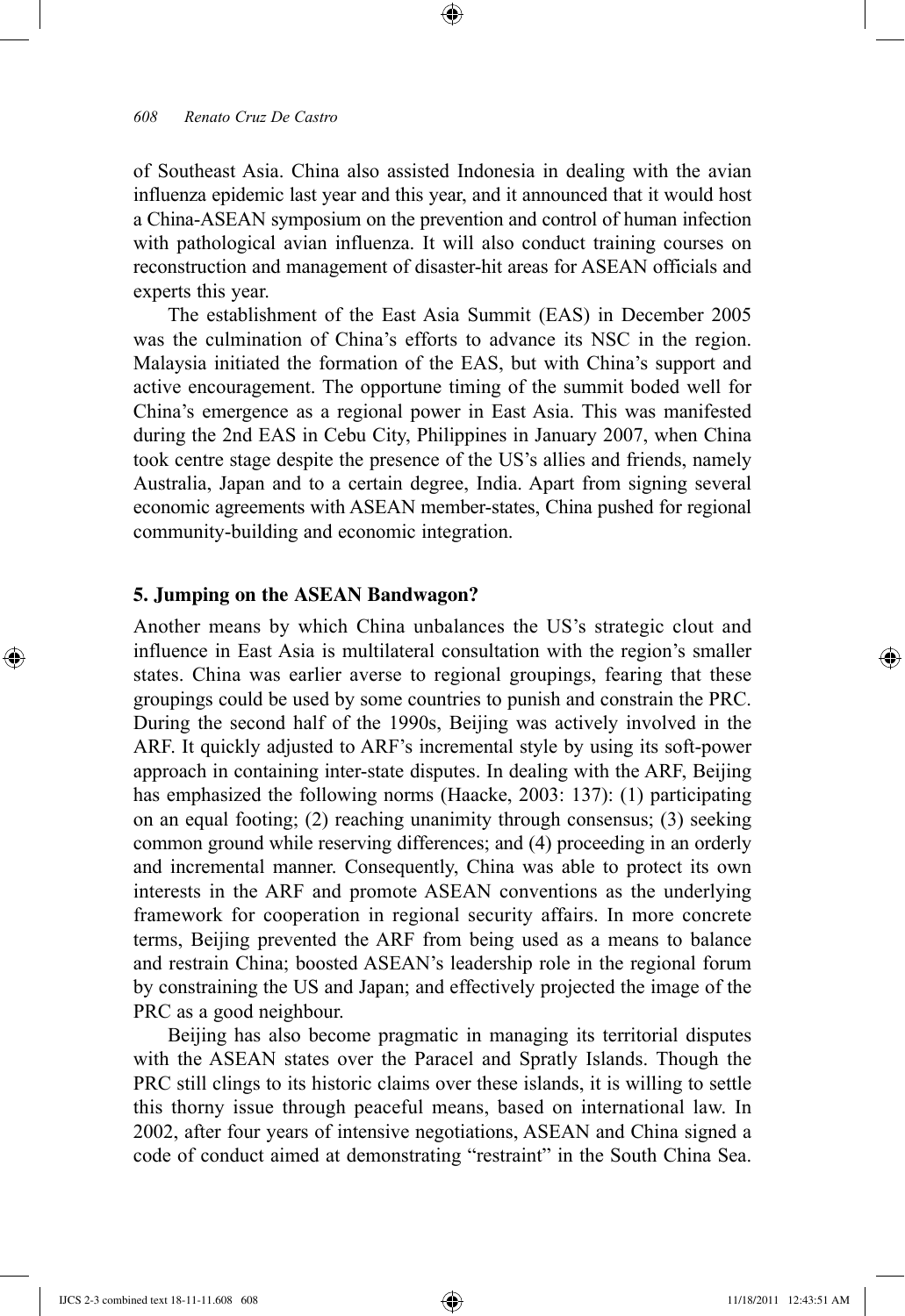of Southeast Asia. China also assisted Indonesia in dealing with the avian influenza epidemic last year and this year, and it announced that it would host a China-ASEAN symposium on the prevention and control of human infection with pathological avian influenza. It will also conduct training courses on reconstruction and management of disaster-hit areas for ASEAN officials and experts this year.

The establishment of the East Asia Summit (EAS) in December 2005 was the culmination of China's efforts to advance its NSC in the region. Malaysia initiated the formation of the EAS, but with China's support and active encouragement. The opportune timing of the summit boded well for China's emergence as a regional power in East Asia. This was manifested during the 2nd EAS in Cebu City, Philippines in January 2007, when China took centre stage despite the presence of the US's allies and friends, namely Australia, Japan and to a certain degree, India. Apart from signing several economic agreements with ASEAN member-states, China pushed for regional community-building and economic integration.

## 5. Jumping on the ASEAN Bandwagon?

Another means by which China unbalances the US's strategic clout and influence in East Asia is multilateral consultation with the region's smaller states. China was earlier averse to regional groupings, fearing that these groupings could be used by some countries to punish and constrain the PRC. During the second half of the 1990s, Beijing was actively involved in the ARF. It quickly adjusted to ARF's incremental style by using its soft-power approach in containing inter-state disputes. In dealing with the ARF, Beijing has emphasized the following norms (Haacke, 2003: 137): (1) participating on an equal footing; (2) reaching unanimity through consensus; (3) seeking common ground while reserving differences; and (4) proceeding in an orderly and incremental manner. Consequently, China was able to protect its own interests in the ARF and promote ASEAN conventions as the underlying framework for cooperation in regional security affairs. In more concrete terms, Beijing prevented the ARF from being used as a means to balance and restrain China; boosted ASEAN's leadership role in the regional forum by constraining the US and Japan; and effectively projected the image of the PRC as a good neighbour.

Beijing has also become pragmatic in managing its territorial disputes with the ASEAN states over the Paracel and Spratly Islands. Though the PRC still clings to its historic claims over these islands, it is willing to settle this thorny issue through peaceful means, based on international law. In 2002, after four years of intensive negotiations, ASEAN and China signed a code of conduct aimed at demonstrating "restraint" in the South China Sea.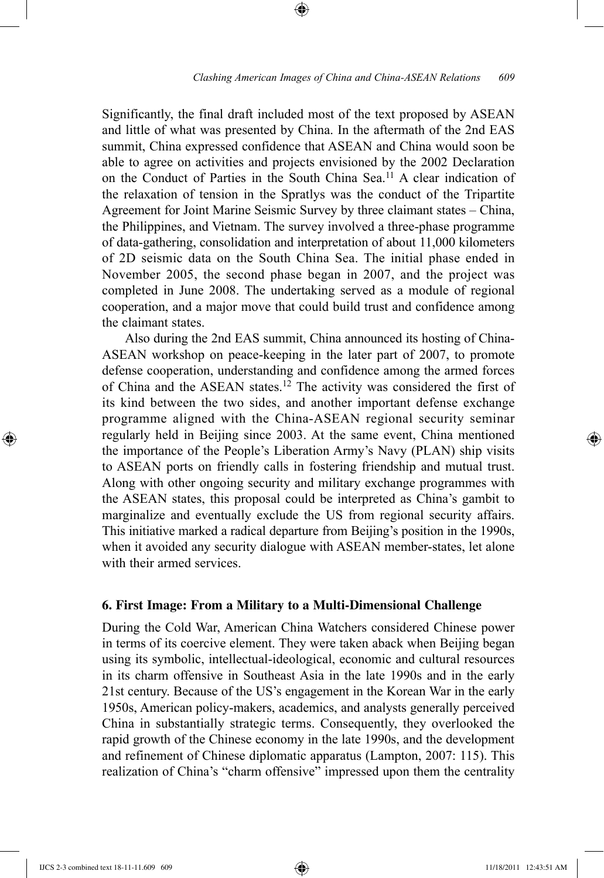Significantly, the final draft included most of the text proposed by ASEAN and little of what was presented by China. In the aftermath of the 2nd EAS summit, China expressed confidence that ASEAN and China would soon be able to agree on activities and projects envisioned by the 2002 Declaration on the Conduct of Parties in the South China Sea.[11] A clear indication of the relaxation of tension in the Spratlys was the conduct of the Tripartite Agreement for Joint Marine Seismic Survey by three claimant states – China, the Philippines, and Vietnam. The survey involved a three-phase programme of data-gathering, consolidation and interpretation of about 11,000 kilometers of 2D seismic data on the South China Sea. The initial phase ended in November 2005, the second phase began in 2007, and the project was completed in June 2008. The undertaking served as a module of regional cooperation, and a major move that could build trust and confidence among the claimant states.

Also during the 2nd EAS summit, China announced its hosting of China-ASEAN workshop on peace-keeping in the later part of 2007, to promote defense cooperation, understanding and confidence among the armed forces of China and the ASEAN states.[12] The activity was considered the first of its kind between the two sides, and another important defense exchange programme aligned with the China-ASEAN regional security seminar regularly held in Beijing since 2003. At the same event, China mentioned the importance of the People's Liberation Army's Navy (PLAN) ship visits to ASEAN ports on friendly calls in fostering friendship and mutual trust. Along with other ongoing security and military exchange programmes with the ASEAN states, this proposal could be interpreted as China's gambit to marginalize and eventually exclude the US from regional security affairs. This initiative marked a radical departure from Beijing's position in the 1990s, when it avoided any security dialogue with ASEAN member-states, let alone with their armed services.

### 6. First Image: From a Military to a Multi-Dimensional Challenge

During the Cold War, American China Watchers considered Chinese power in terms of its coercive element. They were taken aback when Beijing began using its symbolic, intellectual-ideological, economic and cultural resources in its charm offensive in Southeast Asia in the late 1990s and in the early 21st century. Because of the US's engagement in the Korean War in the early 1950s, American policy-makers, academics, and analysts generally perceived China in substantially strategic terms. Consequently, they overlooked the rapid growth of the Chinese economy in the late 1990s, and the development and refinement of Chinese diplomatic apparatus (Lampton, 2007: 115). This realization of China's "charm offensive" impressed upon them the centrality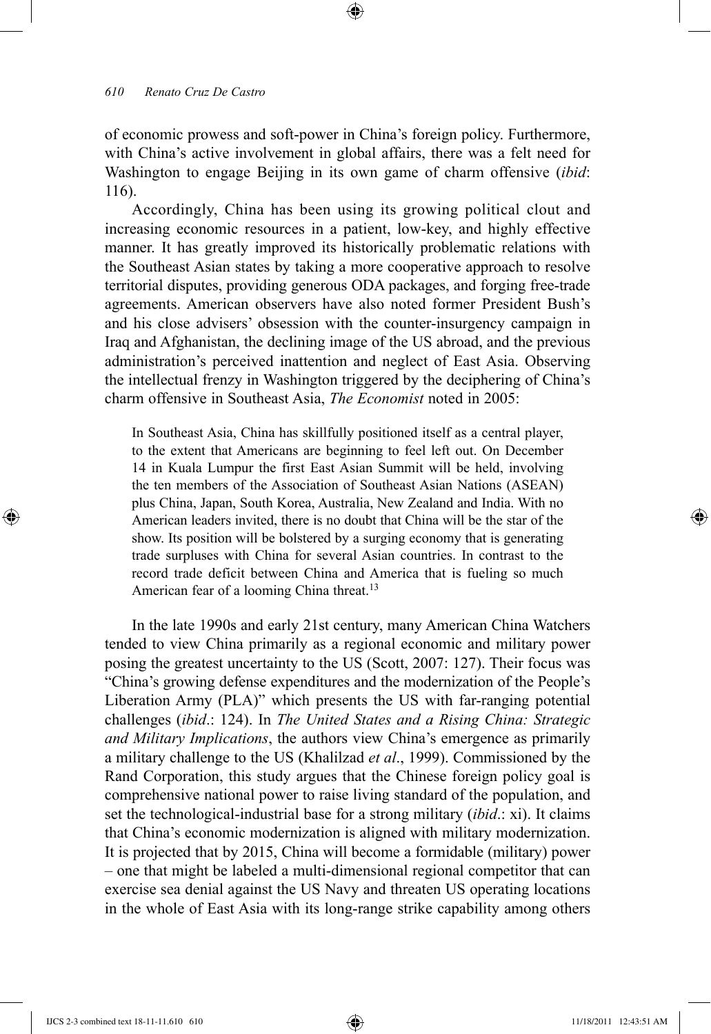of economic prowess and soft-power in China's foreign policy. Furthermore, with China's active involvement in global affairs, there was a felt need for Washington to engage Beijing in its own game of charm offensive (*ibid*: 116).

Accordingly, China has been using its growing political clout and increasing economic resources in a patient, low-key, and highly effective manner. It has greatly improved its historically problematic relations with the Southeast Asian states by taking a more cooperative approach to resolve territorial disputes, providing generous ODA packages, and forging free-trade agreements. American observers have also noted former President Bush's and his close advisers' obsession with the counter-insurgency campaign in Iraq and Afghanistan, the declining image of the US abroad, and the previous administration's perceived inattention and neglect of East Asia. Observing the intellectual frenzy in Washington triggered by the deciphering of China's charm offensive in Southeast Asia, *The Economist* noted in 2005:

> In Southeast Asia, China has skillfully positioned itself as a central player, to the extent that Americans are beginning to feel left out. On December 14 in Kuala Lumpur the first East Asian Summit will be held, involving the ten members of the Association of Southeast Asian Nations (ASEAN) plus China, Japan, South Korea, Australia, New Zealand and India. With no American leaders invited, there is no doubt that China will be the star of the show. Its position will be bolstered by a surging economy that is generating trade surpluses with China for several Asian countries. In contrast to the record trade deficit between China and America that is fueling so much American fear of a looming China threat.[13]

In the late 1990s and early 21st century, many American China Watchers tended to view China primarily as a regional economic and military power posing the greatest uncertainty to the US (Scott, 2007: 127). Their focus was "China's growing defense expenditures and the modernization of the People's Liberation Army (PLA)" which presents the US with far-ranging potential challenges (*ibid*.: 124). In *The United States and a Rising China: Strategic and Military Implications*, the authors view China's emergence as primarily a military challenge to the US (Khalilzad *et al*., 1999). Commissioned by the Rand Corporation, this study argues that the Chinese foreign policy goal is comprehensive national power to raise living standard of the population, and set the technological-industrial base for a strong military (*ibid*.: xi). It claims that China's economic modernization is aligned with military modernization. It is projected that by 2015, China will become a formidable (military) power – one that might be labeled a multi-dimensional regional competitor that can exercise sea denial against the US Navy and threaten US operating locations in the whole of East Asia with its long-range strike capability among others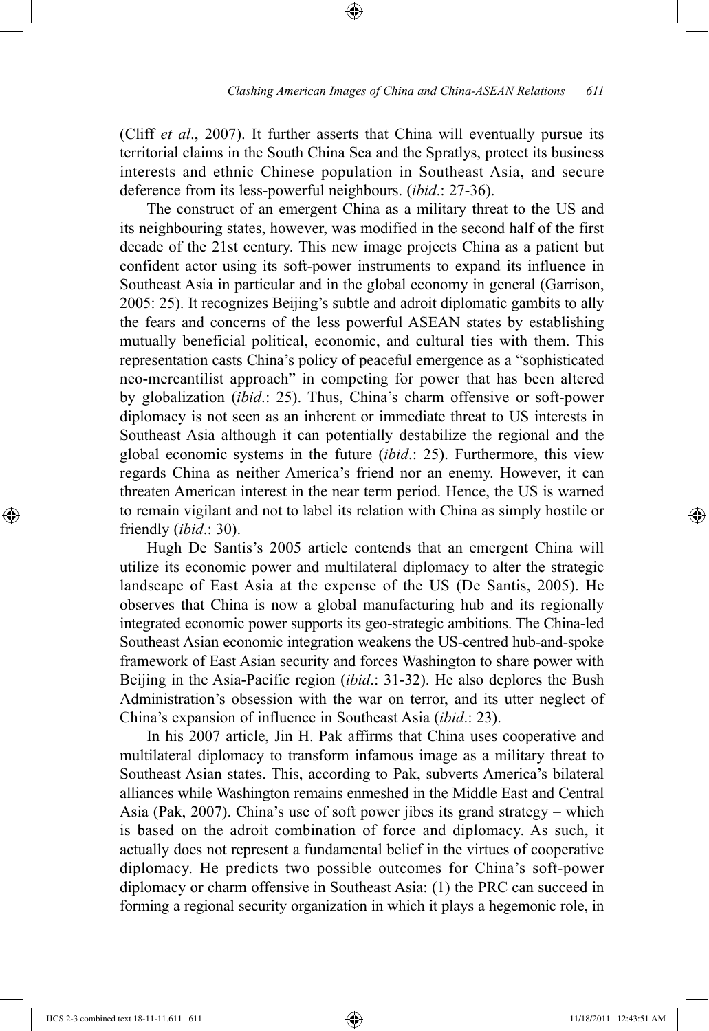(Cliff *et al*., 2007). It further asserts that China will eventually pursue its territorial claims in the South China Sea and the Spratlys, protect its business interests and ethnic Chinese population in Southeast Asia, and secure deference from its less-powerful neighbours. (*ibid*.: 27-36).

The construct of an emergent China as a military threat to the US and its neighbouring states, however, was modified in the second half of the first decade of the 21st century. This new image projects China as a patient but confident actor using its soft-power instruments to expand its influence in Southeast Asia in particular and in the global economy in general (Garrison, 2005: 25). It recognizes Beijing's subtle and adroit diplomatic gambits to ally the fears and concerns of the less powerful ASEAN states by establishing mutually beneficial political, economic, and cultural ties with them. This representation casts China's policy of peaceful emergence as a "sophisticated neo-mercantilist approach" in competing for power that has been altered by globalization (*ibid*.: 25). Thus, China's charm offensive or soft-power diplomacy is not seen as an inherent or immediate threat to US interests in Southeast Asia although it can potentially destabilize the regional and the global economic systems in the future (*ibid*.: 25). Furthermore, this view regards China as neither America's friend nor an enemy. However, it can threaten American interest in the near term period. Hence, the US is warned to remain vigilant and not to label its relation with China as simply hostile or friendly (*ibid*.: 30).

Hugh De Santis's 2005 article contends that an emergent China will utilize its economic power and multilateral diplomacy to alter the strategic landscape of East Asia at the expense of the US (De Santis, 2005). He observes that China is now a global manufacturing hub and its regionally integrated economic power supports its geo-strategic ambitions. The China-led Southeast Asian economic integration weakens the US-centred hub-and-spoke framework of East Asian security and forces Washington to share power with Beijing in the Asia-Pacific region (*ibid*.: 31-32). He also deplores the Bush Administration's obsession with the war on terror, and its utter neglect of China's expansion of influence in Southeast Asia (*ibid*.: 23).

In his 2007 article, Jin H. Pak affirms that China uses cooperative and multilateral diplomacy to transform infamous image as a military threat to Southeast Asian states. This, according to Pak, subverts America's bilateral alliances while Washington remains enmeshed in the Middle East and Central Asia (Pak, 2007). China's use of soft power jibes its grand strategy – which is based on the adroit combination of force and diplomacy. As such, it actually does not represent a fundamental belief in the virtues of cooperative diplomacy. He predicts two possible outcomes for China's soft-power diplomacy or charm offensive in Southeast Asia: (1) the PRC can succeed in forming a regional security organization in which it plays a hegemonic role, in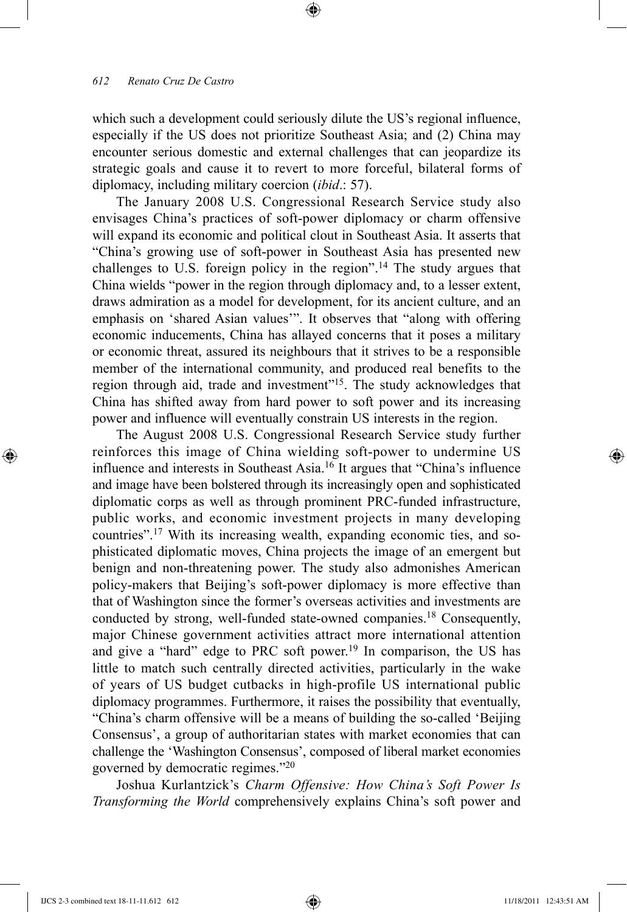which such a development could seriously dilute the US's regional influence, especially if the US does not prioritize Southeast Asia; and (2) China may encounter serious domestic and external challenges that can jeopardize its strategic goals and cause it to revert to more forceful, bilateral forms of diplomacy, including military coercion (*ibid*.: 57).

The January 2008 U.S. Congressional Research Service study also envisages China's practices of soft-power diplomacy or charm offensive will expand its economic and political clout in Southeast Asia. It asserts that "China's growing use of soft-power in Southeast Asia has presented new challenges to U.S. foreign policy in the region".[14] The study argues that China wields "power in the region through diplomacy and, to a lesser extent, draws admiration as a model for development, for its ancient culture, and an emphasis on 'shared Asian values'". It observes that "along with offering economic inducements, China has allayed concerns that it poses a military or economic threat, assured its neighbours that it strives to be a responsible member of the international community, and produced real benefits to the region through aid, trade and investment"[15]. The study acknowledges that China has shifted away from hard power to soft power and its increasing power and influence will eventually constrain US interests in the region.

The August 2008 U.S. Congressional Research Service study further reinforces this image of China wielding soft-power to undermine US influence and interests in Southeast Asia.[16] It argues that "China's influence and image have been bolstered through its increasingly open and sophisticated diplomatic corps as well as through prominent PRC-funded infrastructure, public works, and economic investment projects in many developing countries".[17] With its increasing wealth, expanding economic ties, and sophisticated diplomatic moves, China projects the image of an emergent but benign and non-threatening power. The study also admonishes American policy-makers that Beijing's soft-power diplomacy is more effective than that of Washington since the former's overseas activities and investments are conducted by strong, well-funded state-owned companies.[18] Consequently, major Chinese government activities attract more international attention and give a "hard" edge to PRC soft power.[19] In comparison, the US has little to match such centrally directed activities, particularly in the wake of years of US budget cutbacks in high-profile US international public diplomacy programmes. Furthermore, it raises the possibility that eventually, "China's charm offensive will be a means of building the so-called 'Beijing Consensus', a group of authoritarian states with market economies that can challenge the 'Washington Consensus', composed of liberal market economies governed by democratic regimes."[20]

Joshua Kurlantzick's *Charm Offensive: How China's Soft Power Is Transforming the World* comprehensively explains China's soft power and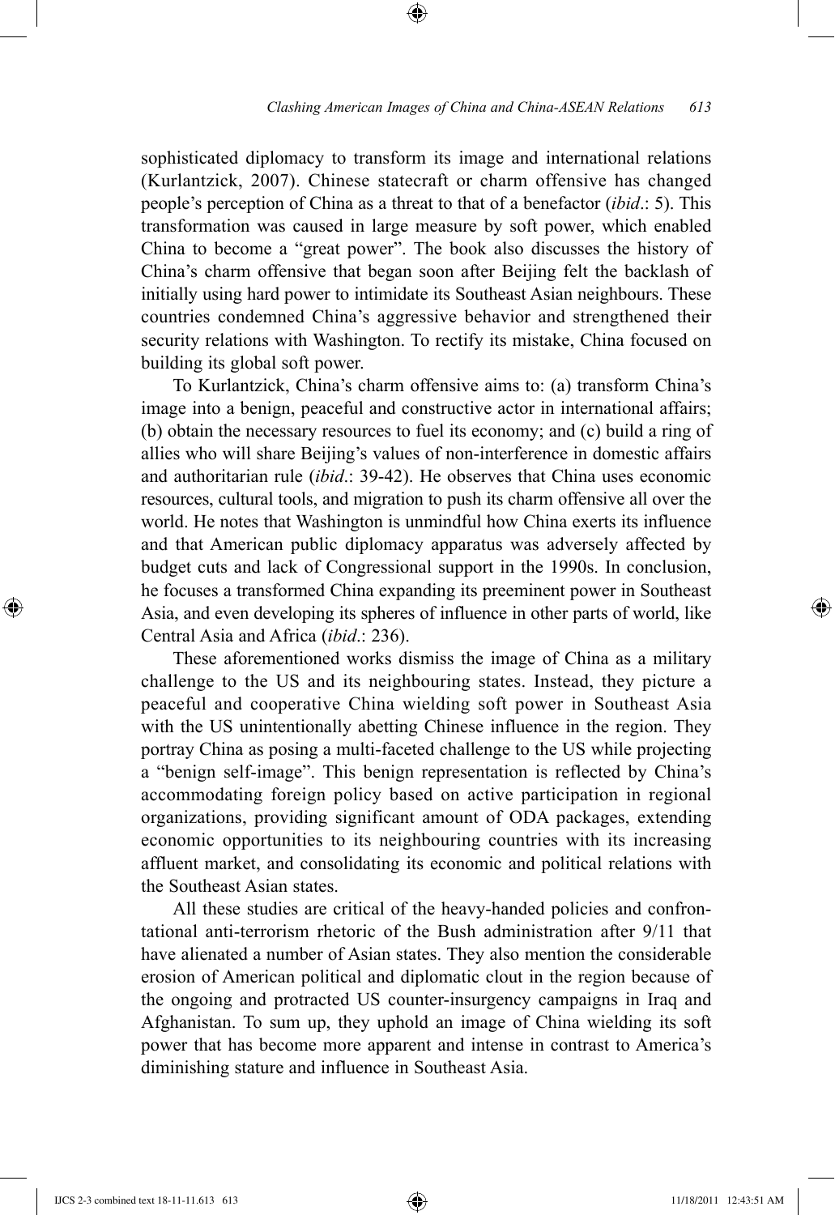sophisticated diplomacy to transform its image and international relations (Kurlantzick, 2007). Chinese statecraft or charm offensive has changed people's perception of China as a threat to that of a benefactor (*ibid*.: 5). This transformation was caused in large measure by soft power, which enabled China to become a "great power". The book also discusses the history of China's charm offensive that began soon after Beijing felt the backlash of initially using hard power to intimidate its Southeast Asian neighbours. These countries condemned China's aggressive behavior and strengthened their security relations with Washington. To rectify its mistake, China focused on building its global soft power.

To Kurlantzick, China's charm offensive aims to: (a) transform China's image into a benign, peaceful and constructive actor in international affairs; (b) obtain the necessary resources to fuel its economy; and (c) build a ring of allies who will share Beijing's values of non-interference in domestic affairs and authoritarian rule (*ibid*.: 39-42). He observes that China uses economic resources, cultural tools, and migration to push its charm offensive all over the world. He notes that Washington is unmindful how China exerts its influence and that American public diplomacy apparatus was adversely affected by budget cuts and lack of Congressional support in the 1990s. In conclusion, he focuses a transformed China expanding its preeminent power in Southeast Asia, and even developing its spheres of influence in other parts of world, like Central Asia and Africa (*ibid*.: 236).

These aforementioned works dismiss the image of China as a military challenge to the US and its neighbouring states. Instead, they picture a peaceful and cooperative China wielding soft power in Southeast Asia with the US unintentionally abetting Chinese influence in the region. They portray China as posing a multi-faceted challenge to the US while projecting a "benign self-image". This benign representation is reflected by China's accommodating foreign policy based on active participation in regional organizations, providing significant amount of ODA packages, extending economic opportunities to its neighbouring countries with its increasing affluent market, and consolidating its economic and political relations with the Southeast Asian states.

All these studies are critical of the heavy-handed policies and confrontational anti-terrorism rhetoric of the Bush administration after 9/11 that have alienated a number of Asian states. They also mention the considerable erosion of American political and diplomatic clout in the region because of the ongoing and protracted US counter-insurgency campaigns in Iraq and Afghanistan. To sum up, they uphold an image of China wielding its soft power that has become more apparent and intense in contrast to America's diminishing stature and influence in Southeast Asia.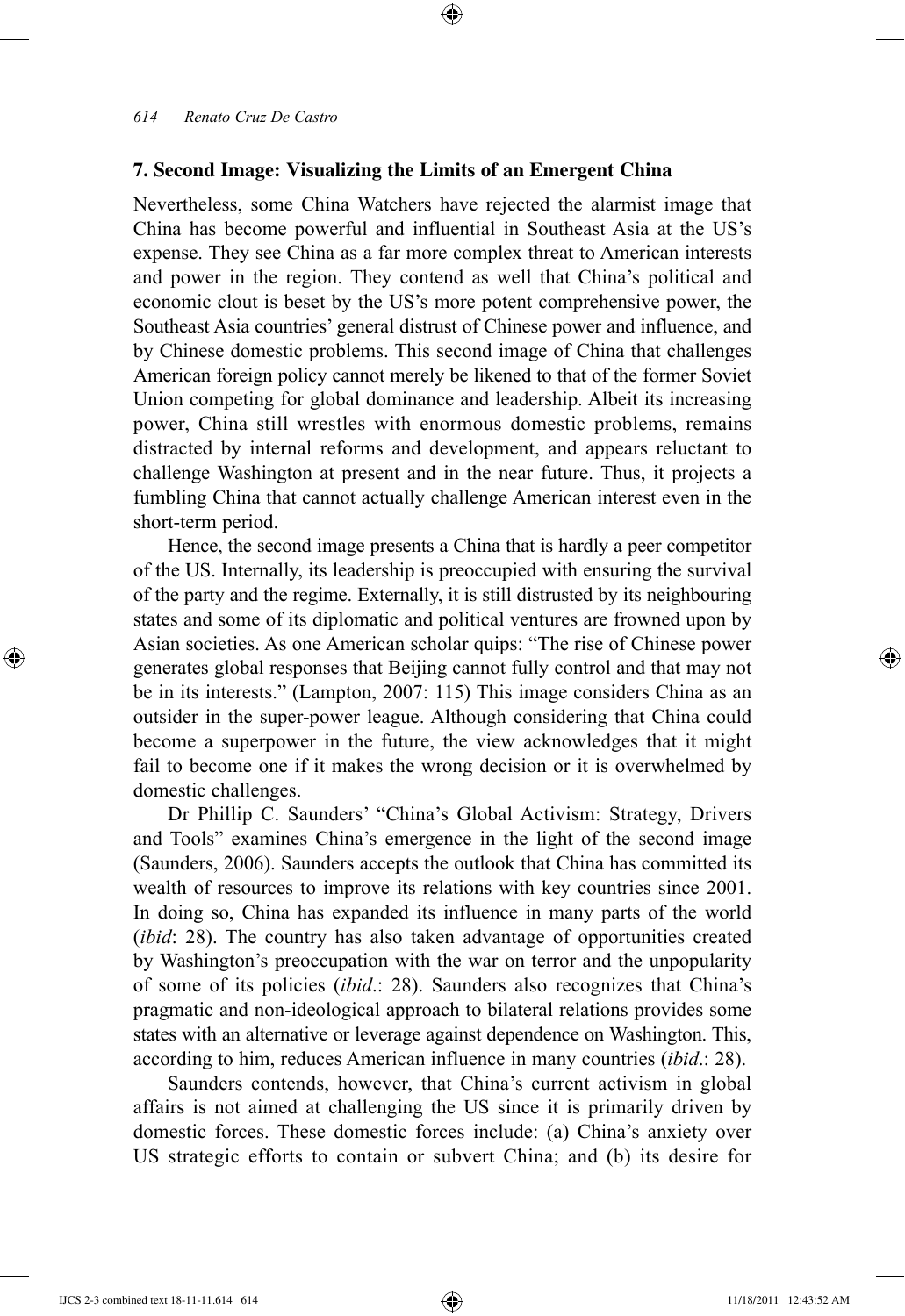## 7. Second Image: Visualizing the Limits of an Emergent China

Nevertheless, some China Watchers have rejected the alarmist image that China has become powerful and influential in Southeast Asia at the US's expense. They see China as a far more complex threat to American interests and power in the region. They contend as well that China's political and economic clout is beset by the US's more potent comprehensive power, the Southeast Asia countries' general distrust of Chinese power and influence, and by Chinese domestic problems. This second image of China that challenges American foreign policy cannot merely be likened to that of the former Soviet Union competing for global dominance and leadership. Albeit its increasing power, China still wrestles with enormous domestic problems, remains distracted by internal reforms and development, and appears reluctant to challenge Washington at present and in the near future. Thus, it projects a fumbling China that cannot actually challenge American interest even in the short-term period.

Hence, the second image presents a China that is hardly a peer competitor of the US. Internally, its leadership is preoccupied with ensuring the survival of the party and the regime. Externally, it is still distrusted by its neighbouring states and some of its diplomatic and political ventures are frowned upon by Asian societies. As one American scholar quips: "The rise of Chinese power generates global responses that Beijing cannot fully control and that may not be in its interests." (Lampton, 2007: 115) This image considers China as an outsider in the super-power league. Although considering that China could become a superpower in the future, the view acknowledges that it might fail to become one if it makes the wrong decision or it is overwhelmed by domestic challenges.

Dr Phillip C. Saunders' "China's Global Activism: Strategy, Drivers and Tools" examines China's emergence in the light of the second image (Saunders, 2006). Saunders accepts the outlook that China has committed its wealth of resources to improve its relations with key countries since 2001. In doing so, China has expanded its influence in many parts of the world (*ibid*: 28). The country has also taken advantage of opportunities created by Washington's preoccupation with the war on terror and the unpopularity of some of its policies (*ibid*.: 28). Saunders also recognizes that China's pragmatic and non-ideological approach to bilateral relations provides some states with an alternative or leverage against dependence on Washington. This, according to him, reduces American influence in many countries (*ibid*.: 28).

Saunders contends, however, that China's current activism in global affairs is not aimed at challenging the US since it is primarily driven by domestic forces. These domestic forces include: (a) China's anxiety over US strategic efforts to contain or subvert China; and (b) its desire for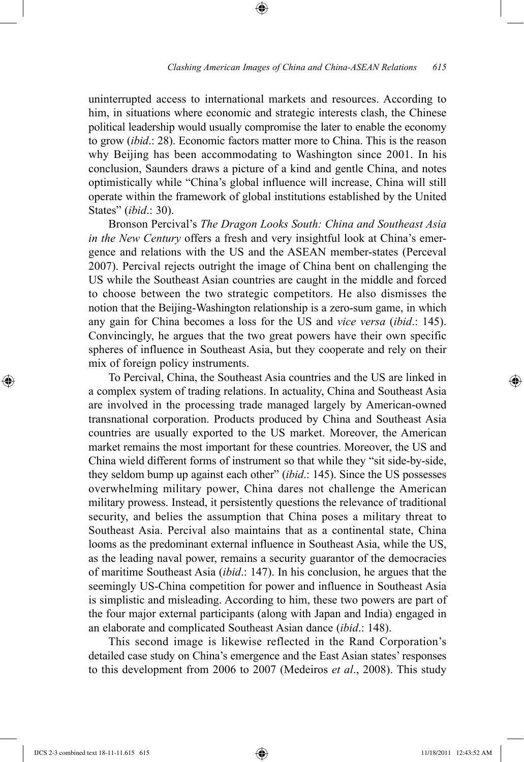uninterrupted access to international markets and resources. According to him, in situations where economic and strategic interests clash, the Chinese political leadership would usually compromise the later to enable the economy to grow (*ibid*.: 28). Economic factors matter more to China. This is the reason why Beijing has been accommodating to Washington since 2001. In his conclusion, Saunders draws a picture of a kind and gentle China, and notes optimistically while "China's global influence will increase, China will still operate within the framework of global institutions established by the United States" (*ibid*.: 30).

Bronson Percival's *The Dragon Looks South: China and Southeast Asia in the New Century* offers a fresh and very insightful look at China's emergence and relations with the US and the ASEAN member-states (Perceval 2007). Percival rejects outright the image of China bent on challenging the US while the Southeast Asian countries are caught in the middle and forced to choose between the two strategic competitors. He also dismisses the notion that the Beijing-Washington relationship is a zero-sum game, in which any gain for China becomes a loss for the US and *vice versa* (*ibid*.: 145). Convincingly, he argues that the two great powers have their own specific spheres of influence in Southeast Asia, but they cooperate and rely on their mix of foreign policy instruments.

To Percival, China, the Southeast Asia countries and the US are linked in a complex system of trading relations. In actuality, China and Southeast Asia are involved in the processing trade managed largely by American-owned transnational corporation. Products produced by China and Southeast Asia countries are usually exported to the US market. Moreover, the American market remains the most important for these countries. Moreover, the US and China wield different forms of instrument so that while they "sit side-by-side, they seldom bump up against each other" (*ibid*.: 145). Since the US possesses overwhelming military power, China dares not challenge the American military prowess. Instead, it persistently questions the relevance of traditional security, and belies the assumption that China poses a military threat to Southeast Asia. Percival also maintains that as a continental state, China looms as the predominant external influence in Southeast Asia, while the US, as the leading naval power, remains a security guarantor of the democracies of maritime Southeast Asia (*ibid*.: 147). In his conclusion, he argues that the seemingly US-China competition for power and influence in Southeast Asia is simplistic and misleading. According to him, these two powers are part of the four major external participants (along with Japan and India) engaged in an elaborate and complicated Southeast Asian dance (*ibid*.: 148).

This second image is likewise reflected in the Rand Corporation's detailed case study on China's emergence and the East Asian states' responses to this development from 2006 to 2007 (Medeiros *et al*., 2008). This study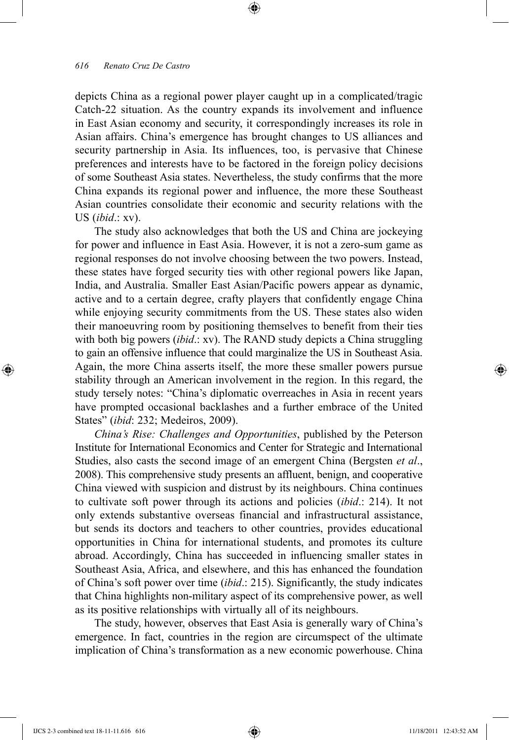depicts China as a regional power player caught up in a complicated/tragic Catch-22 situation. As the country expands its involvement and influence in East Asian economy and security, it correspondingly increases its role in Asian affairs. China's emergence has brought changes to US alliances and security partnership in Asia. Its influences, too, is pervasive that Chinese preferences and interests have to be factored in the foreign policy decisions of some Southeast Asia states. Nevertheless, the study confirms that the more China expands its regional power and influence, the more these Southeast Asian countries consolidate their economic and security relations with the US (*ibid*.: xv).

The study also acknowledges that both the US and China are jockeying for power and influence in East Asia. However, it is not a zero-sum game as regional responses do not involve choosing between the two powers. Instead, these states have forged security ties with other regional powers like Japan, India, and Australia. Smaller East Asian/Pacific powers appear as dynamic, active and to a certain degree, crafty players that confidently engage China while enjoying security commitments from the US. These states also widen their manoeuvring room by positioning themselves to benefit from their ties with both big powers (*ibid*.: xv). The RAND study depicts a China struggling to gain an offensive influence that could marginalize the US in Southeast Asia. Again, the more China asserts itself, the more these smaller powers pursue stability through an American involvement in the region. In this regard, the study tersely notes: "China's diplomatic overreaches in Asia in recent years have prompted occasional backlashes and a further embrace of the United States" (*ibid*: 232; Medeiros, 2009).

*China's Rise: Challenges and Opportunities*, published by the Peterson Institute for International Economics and Center for Strategic and International Studies, also casts the second image of an emergent China (Bergsten *et al*., 2008). This comprehensive study presents an affluent, benign, and cooperative China viewed with suspicion and distrust by its neighbours. China continues to cultivate soft power through its actions and policies (*ibid*.: 214). It not only extends substantive overseas financial and infrastructural assistance, but sends its doctors and teachers to other countries, provides educational opportunities in China for international students, and promotes its culture abroad. Accordingly, China has succeeded in influencing smaller states in Southeast Asia, Africa, and elsewhere, and this has enhanced the foundation of China's soft power over time (*ibid*.: 215). Significantly, the study indicates that China highlights non-military aspect of its comprehensive power, as well as its positive relationships with virtually all of its neighbours.

The study, however, observes that East Asia is generally wary of China's emergence. In fact, countries in the region are circumspect of the ultimate implication of China's transformation as a new economic powerhouse. China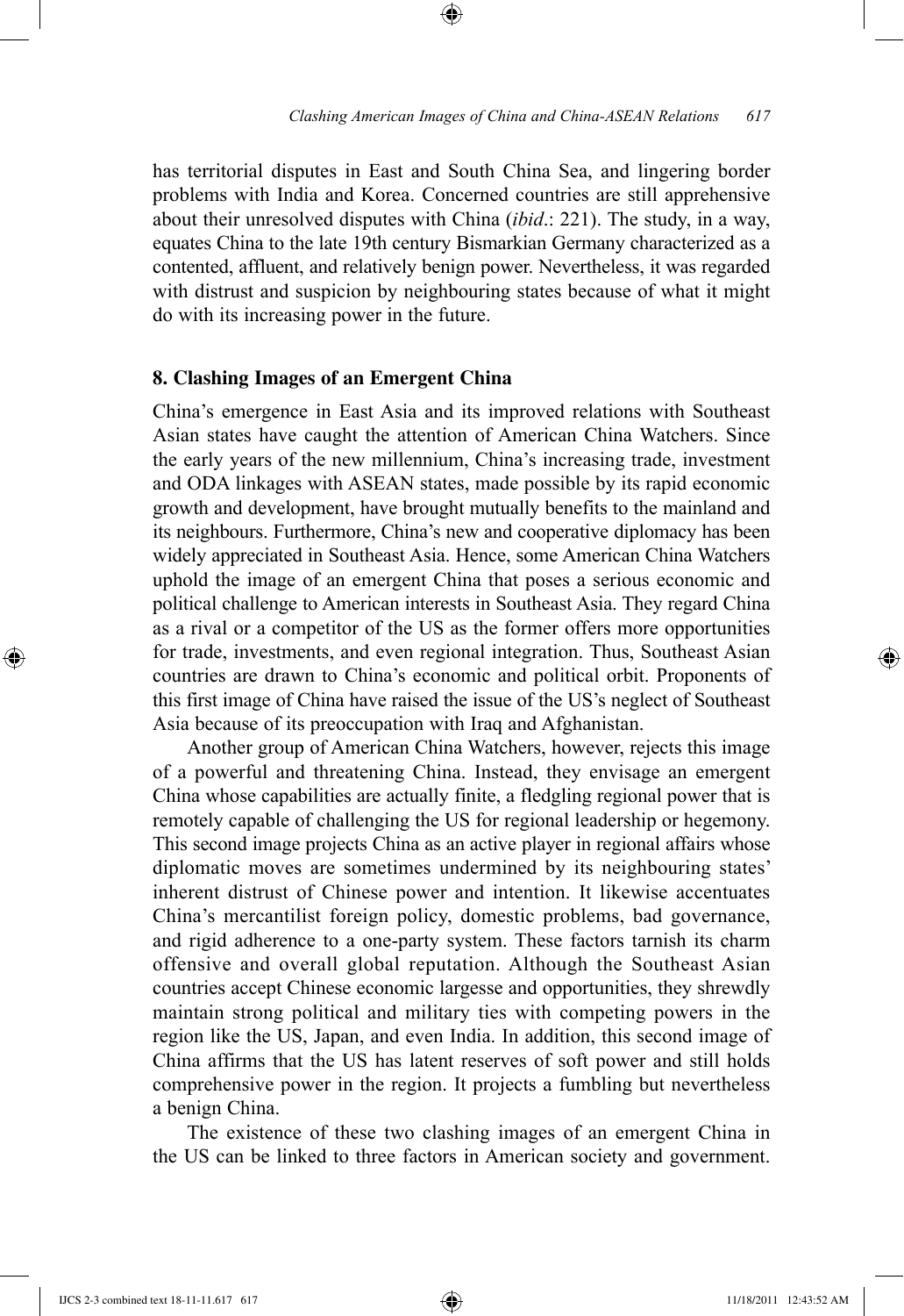has territorial disputes in East and South China Sea, and lingering border problems with India and Korea. Concerned countries are still apprehensive about their unresolved disputes with China (*ibid*.: 221). The study, in a way, equates China to the late 19th century Bismarkian Germany characterized as a contented, affluent, and relatively benign power. Nevertheless, it was regarded with distrust and suspicion by neighbouring states because of what it might do with its increasing power in the future.

## 8. Clashing Images of an Emergent China

China's emergence in East Asia and its improved relations with Southeast Asian states have caught the attention of American China Watchers. Since the early years of the new millennium, China's increasing trade, investment and ODA linkages with ASEAN states, made possible by its rapid economic growth and development, have brought mutually benefits to the mainland and its neighbours. Furthermore, China's new and cooperative diplomacy has been widely appreciated in Southeast Asia. Hence, some American China Watchers uphold the image of an emergent China that poses a serious economic and political challenge to American interests in Southeast Asia. They regard China as a rival or a competitor of the US as the former offers more opportunities for trade, investments, and even regional integration. Thus, Southeast Asian countries are drawn to China's economic and political orbit. Proponents of this first image of China have raised the issue of the US's neglect of Southeast Asia because of its preoccupation with Iraq and Afghanistan.

Another group of American China Watchers, however, rejects this image of a powerful and threatening China. Instead, they envisage an emergent China whose capabilities are actually finite, a fledgling regional power that is remotely capable of challenging the US for regional leadership or hegemony. This second image projects China as an active player in regional affairs whose diplomatic moves are sometimes undermined by its neighbouring states' inherent distrust of Chinese power and intention. It likewise accentuates China's mercantilist foreign policy, domestic problems, bad governance, and rigid adherence to a one-party system. These factors tarnish its charm offensive and overall global reputation. Although the Southeast Asian countries accept Chinese economic largesse and opportunities, they shrewdly maintain strong political and military ties with competing powers in the region like the US, Japan, and even India. In addition, this second image of China affirms that the US has latent reserves of soft power and still holds comprehensive power in the region. It projects a fumbling but nevertheless a benign China.

The existence of these two clashing images of an emergent China in the US can be linked to three factors in American society and government.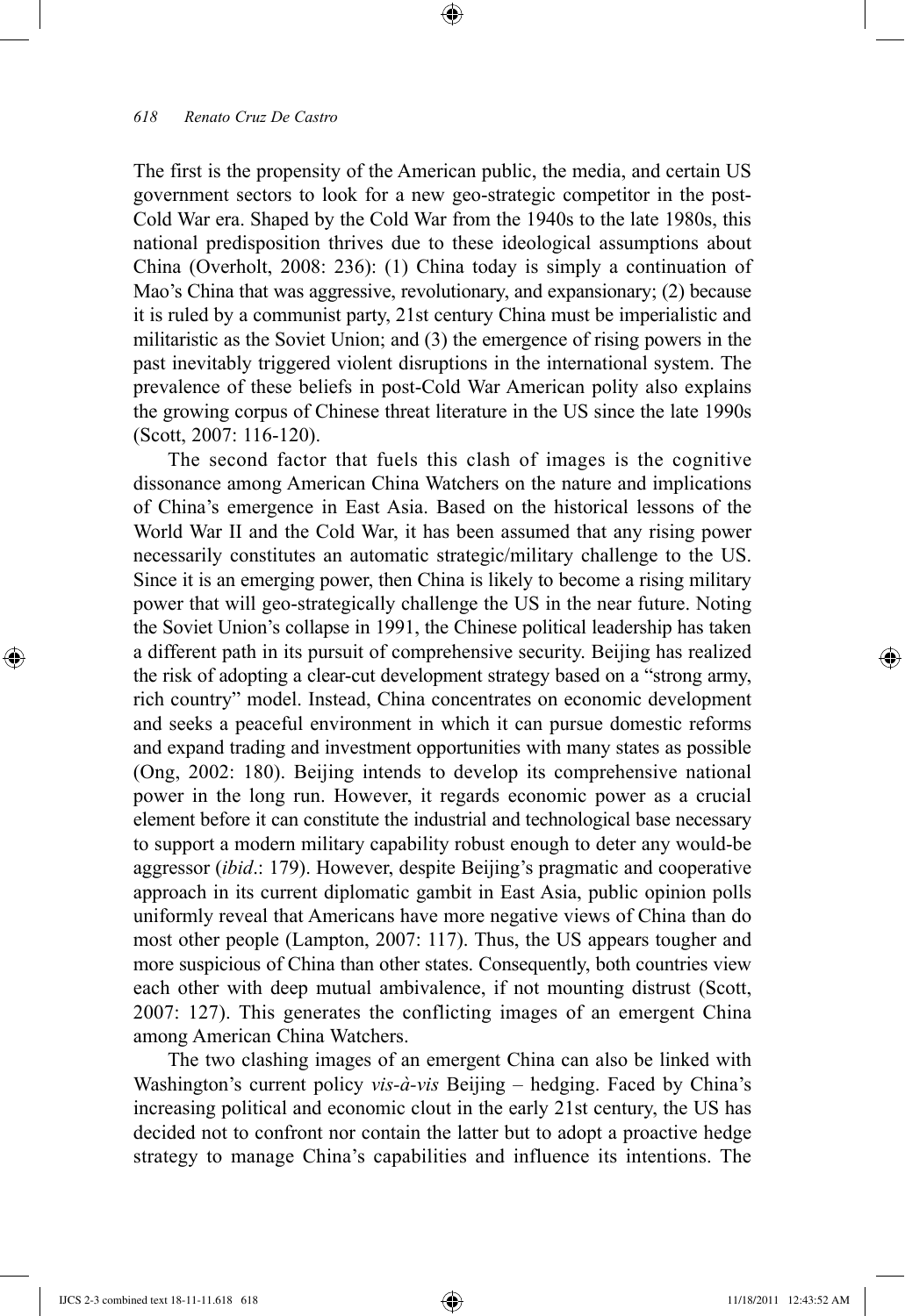The first is the propensity of the American public, the media, and certain US government sectors to look for a new geo-strategic competitor in the post-Cold War era. Shaped by the Cold War from the 1940s to the late 1980s, this national predisposition thrives due to these ideological assumptions about China (Overholt, 2008: 236): (1) China today is simply a continuation of Mao's China that was aggressive, revolutionary, and expansionary; (2) because it is ruled by a communist party, 21st century China must be imperialistic and militaristic as the Soviet Union; and (3) the emergence of rising powers in the past inevitably triggered violent disruptions in the international system. The prevalence of these beliefs in post-Cold War American polity also explains the growing corpus of Chinese threat literature in the US since the late 1990s (Scott, 2007: 116-120).

The second factor that fuels this clash of images is the cognitive dissonance among American China Watchers on the nature and implications of China's emergence in East Asia. Based on the historical lessons of the World War II and the Cold War, it has been assumed that any rising power necessarily constitutes an automatic strategic/military challenge to the US. Since it is an emerging power, then China is likely to become a rising military power that will geo-strategically challenge the US in the near future. Noting the Soviet Union's collapse in 1991, the Chinese political leadership has taken a different path in its pursuit of comprehensive security. Beijing has realized the risk of adopting a clear-cut development strategy based on a "strong army, rich country" model. Instead, China concentrates on economic development and seeks a peaceful environment in which it can pursue domestic reforms and expand trading and investment opportunities with many states as possible (Ong, 2002: 180). Beijing intends to develop its comprehensive national power in the long run. However, it regards economic power as a crucial element before it can constitute the industrial and technological base necessary to support a modern military capability robust enough to deter any would-be aggressor (*ibid*.: 179). However, despite Beijing's pragmatic and cooperative approach in its current diplomatic gambit in East Asia, public opinion polls uniformly reveal that Americans have more negative views of China than do most other people (Lampton, 2007: 117). Thus, the US appears tougher and more suspicious of China than other states. Consequently, both countries view each other with deep mutual ambivalence, if not mounting distrust (Scott, 2007: 127). This generates the conflicting images of an emergent China among American China Watchers.

The two clashing images of an emergent China can also be linked with Washington's current policy *vis-à-vis* Beijing – hedging. Faced by China's increasing political and economic clout in the early 21st century, the US has decided not to confront nor contain the latter but to adopt a proactive hedge strategy to manage China's capabilities and influence its intentions. The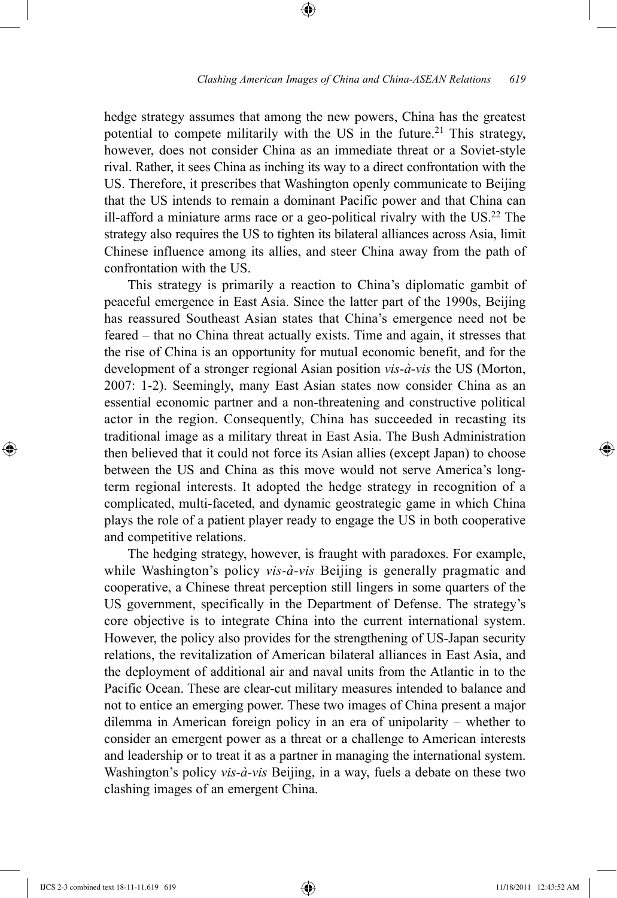hedge strategy assumes that among the new powers, China has the greatest potential to compete militarily with the US in the future.[21] This strategy, however, does not consider China as an immediate threat or a Soviet-style rival. Rather, it sees China as inching its way to a direct confrontation with the US. Therefore, it prescribes that Washington openly communicate to Beijing that the US intends to remain a dominant Pacific power and that China can ill-afford a miniature arms race or a geo-political rivalry with the US.[22] The strategy also requires the US to tighten its bilateral alliances across Asia, limit Chinese influence among its allies, and steer China away from the path of confrontation with the US.

This strategy is primarily a reaction to China's diplomatic gambit of peaceful emergence in East Asia. Since the latter part of the 1990s, Beijing has reassured Southeast Asian states that China's emergence need not be feared – that no China threat actually exists. Time and again, it stresses that the rise of China is an opportunity for mutual economic benefit, and for the development of a stronger regional Asian position *vis-à-vis* the US (Morton, 2007: 1-2). Seemingly, many East Asian states now consider China as an essential economic partner and a non-threatening and constructive political actor in the region. Consequently, China has succeeded in recasting its traditional image as a military threat in East Asia. The Bush Administration then believed that it could not force its Asian allies (except Japan) to choose between the US and China as this move would not serve America's long-term regional interests. It adopted the hedge strategy in recognition of a complicated, multi-faceted, and dynamic geostrategic game in which China plays the role of a patient player ready to engage the US in both cooperative and competitive relations.

The hedging strategy, however, is fraught with paradoxes. For example, while Washington's policy *vis-à-vis* Beijing is generally pragmatic and cooperative, a Chinese threat perception still lingers in some quarters of the US government, specifically in the Department of Defense. The strategy's core objective is to integrate China into the current international system. However, the policy also provides for the strengthening of US-Japan security relations, the revitalization of American bilateral alliances in East Asia, and the deployment of additional air and naval units from the Atlantic in to the Pacific Ocean. These are clear-cut military measures intended to balance and not to entice an emerging power. These two images of China present a major dilemma in American foreign policy in an era of unipolarity – whether to consider an emergent power as a threat or a challenge to American interests and leadership or to treat it as a partner in managing the international system. Washington's policy *vis-à-vis* Beijing, in a way, fuels a debate on these two clashing images of an emergent China.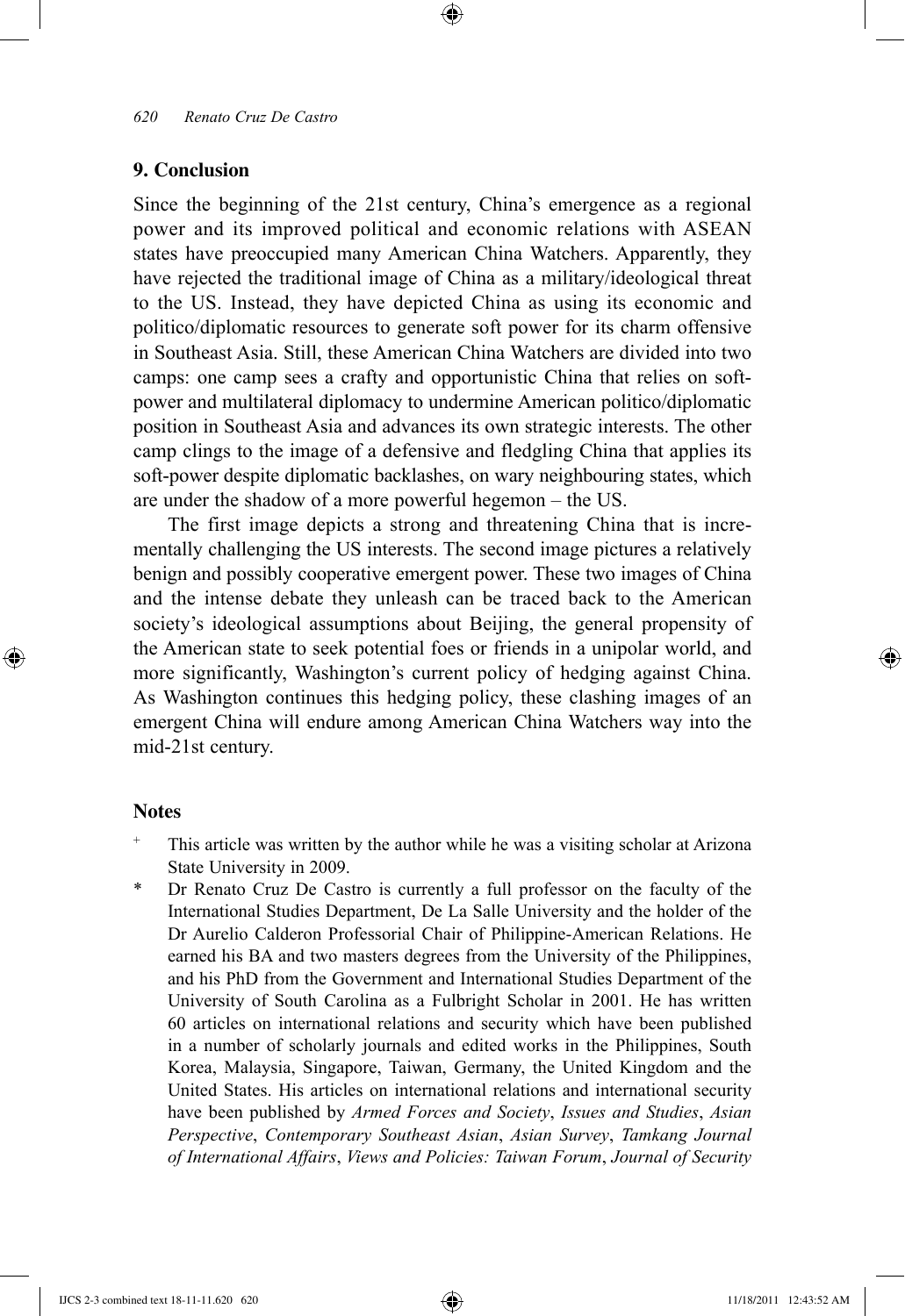## 9. Conclusion

Since the beginning of the 21st century, China's emergence as a regional power and its improved political and economic relations with ASEAN states have preoccupied many American China Watchers. Apparently, they have rejected the traditional image of China as a military/ideological threat to the US. Instead, they have depicted China as using its economic and politico/diplomatic resources to generate soft power for its charm offensive in Southeast Asia. Still, these American China Watchers are divided into two camps: one camp sees a crafty and opportunistic China that relies on soft-power and multilateral diplomacy to undermine American politico/diplomatic position in Southeast Asia and advances its own strategic interests. The other camp clings to the image of a defensive and fledgling China that applies its soft-power despite diplomatic backlashes, on wary neighbouring states, which are under the shadow of a more powerful hegemon – the US.

The first image depicts a strong and threatening China that is incrementally challenging the US interests. The second image pictures a relatively benign and possibly cooperative emergent power. These two images of China and the intense debate they unleash can be traced back to the American society's ideological assumptions about Beijing, the general propensity of the American state to seek potential foes or friends in a unipolar world, and more significantly, Washington's current policy of hedging against China. As Washington continues this hedging policy, these clashing images of an emergent China will endure among American China Watchers way into the mid-21st century.

## Notes

[+] This article was written by the author while he was a visiting scholar at Arizona State University in 2009.

* Dr Renato Cruz De Castro is currently a full professor on the faculty of the International Studies Department, De La Salle University and the holder of the Dr Aurelio Calderon Professorial Chair of Philippine-American Relations. He earned his BA and two masters degrees from the University of the Philippines, and his PhD from the Government and International Studies Department of the University of South Carolina as a Fulbright Scholar in 2001. He has written 60 articles on international relations and security which have been published in a number of scholarly journals and edited works in the Philippines, South Korea, Malaysia, Singapore, Taiwan, Germany, the United Kingdom and the United States. His articles on international relations and international security have been published by *Armed Forces and Society*, *Issues and Studies*, *Asian Perspective*, *Contemporary Southeast Asian*, *Asian Survey*, *Tamkang Journal of International Affairs*, *Views and Policies: Taiwan Forum*, *Journal of Security*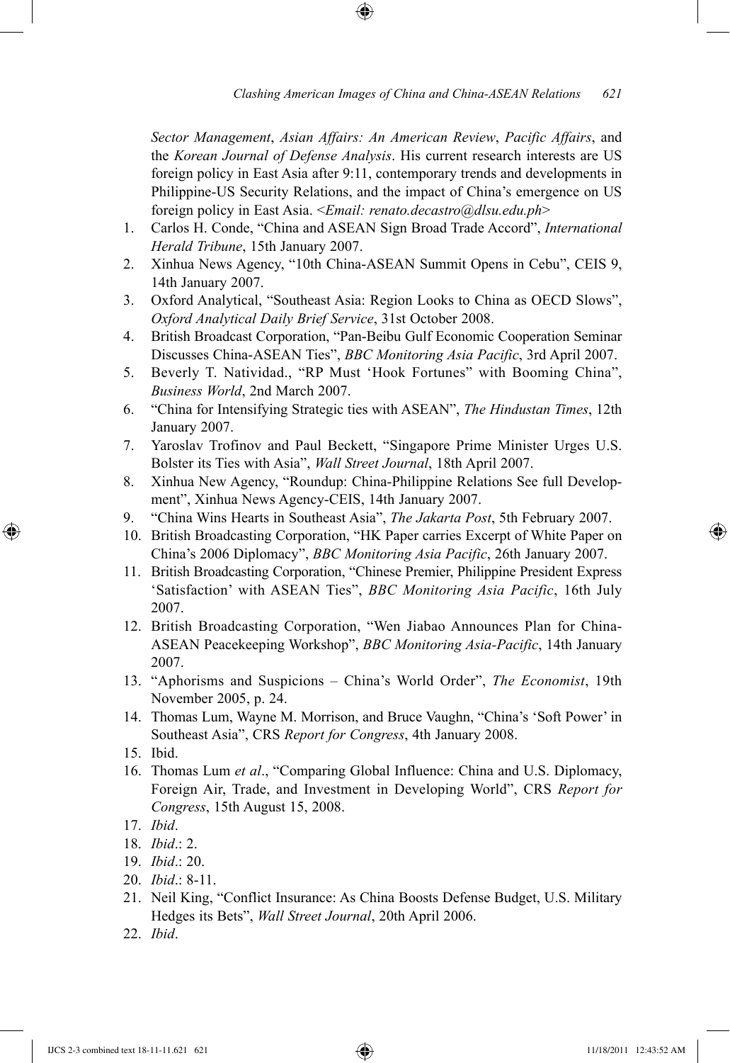*Sector Management*, *Asian Affairs: An American Review*, *Pacific Affairs*, and the *Korean Journal of Defense Analysis*. His current research interests are US foreign policy in East Asia after 9:11, contemporary trends and developments in Philippine-US Security Relations, and the impact of China's emergence on US foreign policy in East Asia. <*Email: renato.decastro@dlsu.edu.ph*>

1. Carlos H. Conde, "China and ASEAN Sign Broad Trade Accord", *International Herald Tribune*, 15th January 2007.
2. Xinhua News Agency, "10th China-ASEAN Summit Opens in Cebu", CEIS 9, 14th January 2007.
3. Oxford Analytical, "Southeast Asia: Region Looks to China as OECD Slows", *Oxford Analytical Daily Brief Service*, 31st October 2008.
4. British Broadcast Corporation, "Pan-Beibu Gulf Economic Cooperation Seminar Discusses China-ASEAN Ties", *BBC Monitoring Asia Pacific*, 3rd April 2007.
5. Beverly T. Natividad., "RP Must 'Hook Fortunes" with Booming China", *Business World*, 2nd March 2007.
6. "China for Intensifying Strategic ties with ASEAN", *The Hindustan Times*, 12th January 2007.
7. Yaroslav Trofinov and Paul Beckett, "Singapore Prime Minister Urges U.S. Bolster its Ties with Asia", *Wall Street Journal*, 18th April 2007.
8. Xinhua New Agency, "Roundup: China-Philippine Relations See full Development", Xinhua News Agency-CEIS, 14th January 2007.
9. "China Wins Hearts in Southeast Asia", *The Jakarta Post*, 5th February 2007.
10. British Broadcasting Corporation, "HK Paper carries Excerpt of White Paper on China's 2006 Diplomacy", *BBC Monitoring Asia Pacific*, 26th January 2007.
11. British Broadcasting Corporation, "Chinese Premier, Philippine President Express 'Satisfaction' with ASEAN Ties", *BBC Monitoring Asia Pacific*, 16th July 2007.
12. British Broadcasting Corporation, "Wen Jiabao Announces Plan for China-ASEAN Peacekeeping Workshop", *BBC Monitoring Asia-Pacific*, 14th January 2007.
13. "Aphorisms and Suspicions – China's World Order", *The Economist*, 19th November 2005, p. 24.
14. Thomas Lum, Wayne M. Morrison, and Bruce Vaughn, "China's 'Soft Power' in Southeast Asia", CRS *Report for Congress*, 4th January 2008.
15. Ibid.
16. Thomas Lum *et al*., "Comparing Global Influence: China and U.S. Diplomacy, Foreign Air, Trade, and Investment in Developing World", CRS *Report for Congress*, 15th August 15, 2008.
17. *Ibid*.
18. *Ibid*.: 2.
19. *Ibid*.: 20.
20. *Ibid*.: 8-11.
21. Neil King, "Conflict Insurance: As China Boosts Defense Budget, U.S. Military Hedges its Bets", *Wall Street Journal*, 20th April 2006.
22. *Ibid*.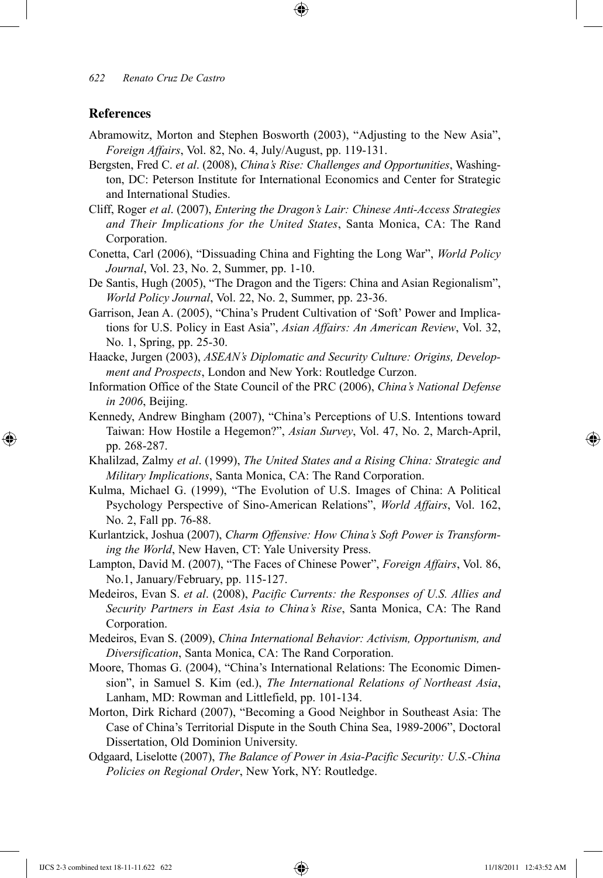## References

Abramowitz, Morton and Stephen Bosworth (2003), "Adjusting to the New Asia", *Foreign Affairs*, Vol. 82, No. 4, July/August, pp. 119-131.

Bergsten, Fred C. *et al*. (2008), *China's Rise: Challenges and Opportunities*, Washington, DC: Peterson Institute for International Economics and Center for Strategic and International Studies.

Cliff, Roger *et al*. (2007), *Entering the Dragon's Lair: Chinese Anti-Access Strategies and Their Implications for the United States*, Santa Monica, CA: The Rand Corporation.

Conetta, Carl (2006), "Dissuading China and Fighting the Long War", *World Policy Journal*, Vol. 23, No. 2, Summer, pp. 1-10.

De Santis, Hugh (2005), "The Dragon and the Tigers: China and Asian Regionalism", *World Policy Journal*, Vol. 22, No. 2, Summer, pp. 23-36.

Garrison, Jean A. (2005), "China's Prudent Cultivation of 'Soft' Power and Implications for U.S. Policy in East Asia", *Asian Affairs: An American Review*, Vol. 32, No. 1, Spring, pp. 25-30.

Haacke, Jurgen (2003), *ASEAN's Diplomatic and Security Culture: Origins, Development and Prospects*, London and New York: Routledge Curzon.

Information Office of the State Council of the PRC (2006), *China's National Defense in 2006*, Beijing.

Kennedy, Andrew Bingham (2007), "China's Perceptions of U.S. Intentions toward Taiwan: How Hostile a Hegemon?", *Asian Survey*, Vol. 47, No. 2, March-April, pp. 268-287.

Khalilzad, Zalmy *et al*. (1999), *The United States and a Rising China: Strategic and Military Implications*, Santa Monica, CA: The Rand Corporation.

Kulma, Michael G. (1999), "The Evolution of U.S. Images of China: A Political Psychology Perspective of Sino-American Relations", *World Affairs*, Vol. 162, No. 2, Fall pp. 76-88.

Kurlantzick, Joshua (2007), *Charm Offensive: How China's Soft Power is Transforming the World*, New Haven, CT: Yale University Press.

Lampton, David M. (2007), "The Faces of Chinese Power", *Foreign Affairs*, Vol. 86, No.1, January/February, pp. 115-127.

Medeiros, Evan S. *et al*. (2008), *Pacific Currents: the Responses of U.S. Allies and Security Partners in East Asia to China's Rise*, Santa Monica, CA: The Rand Corporation.

Medeiros, Evan S. (2009), *China International Behavior: Activism, Opportunism, and Diversification*, Santa Monica, CA: The Rand Corporation.

Moore, Thomas G. (2004), "China's International Relations: The Economic Dimension", in Samuel S. Kim (ed.), *The International Relations of Northeast Asia*, Lanham, MD: Rowman and Littlefield, pp. 101-134.

Morton, Dirk Richard (2007), "Becoming a Good Neighbor in Southeast Asia: The Case of China's Territorial Dispute in the South China Sea, 1989-2006", Doctoral Dissertation, Old Dominion University.

Odgaard, Liselotte (2007), *The Balance of Power in Asia-Pacific Security: U.S.-China Policies on Regional Order*, New York, NY: Routledge.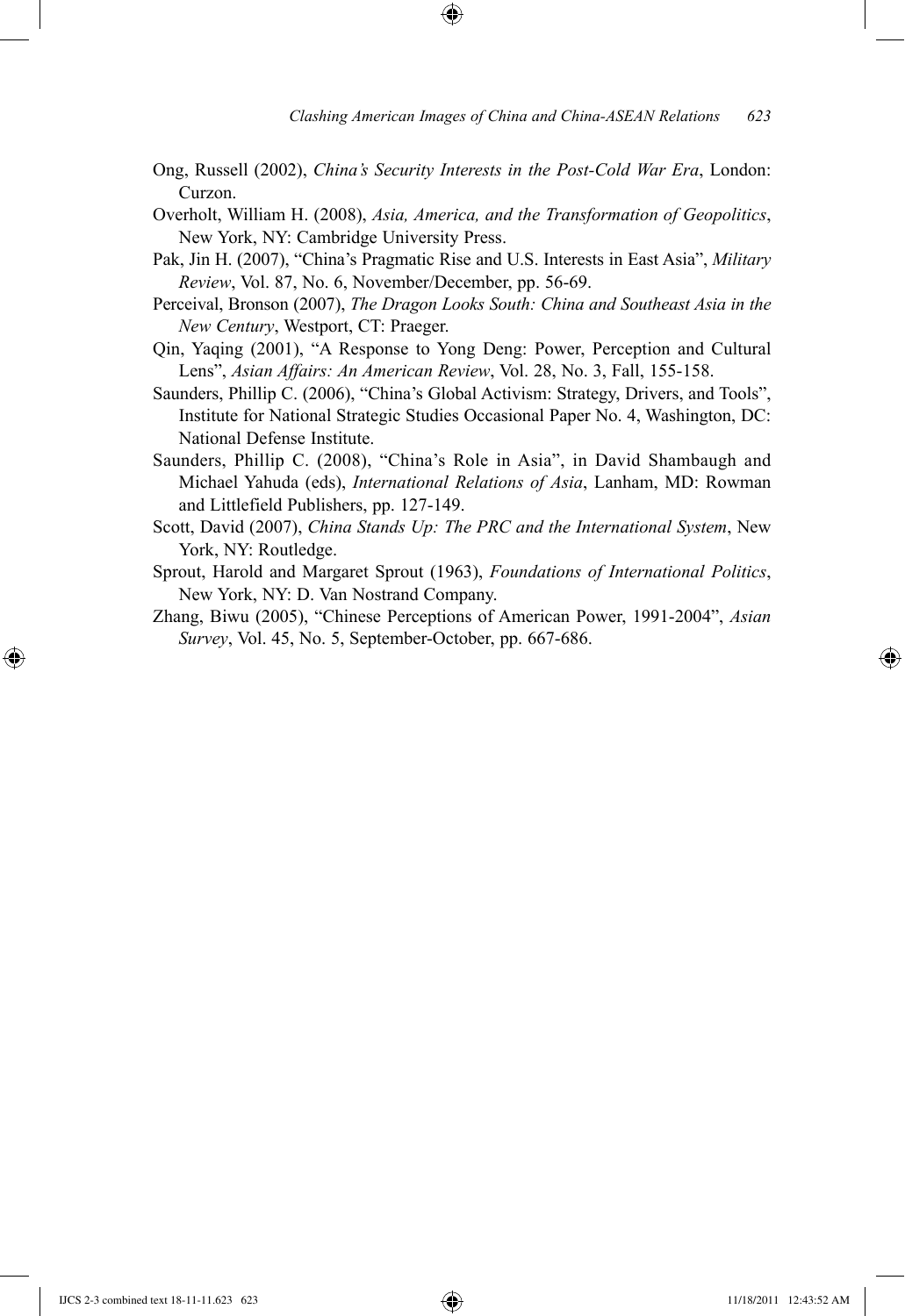Ong, Russell (2002), *China's Security Interests in the Post-Cold War Era*, London: Curzon.

Overholt, William H. (2008), *Asia, America, and the Transformation of Geopolitics*, New York, NY: Cambridge University Press.

Pak, Jin H. (2007), "China's Pragmatic Rise and U.S. Interests in East Asia", *Military Review*, Vol. 87, No. 6, November/December, pp. 56-69.

Perceival, Bronson (2007), *The Dragon Looks South: China and Southeast Asia in the New Century*, Westport, CT: Praeger.

Qin, Yaqing (2001), "A Response to Yong Deng: Power, Perception and Cultural Lens", *Asian Affairs: An American Review*, Vol. 28, No. 3, Fall, 155-158.

Saunders, Phillip C. (2006), "China's Global Activism: Strategy, Drivers, and Tools", Institute for National Strategic Studies Occasional Paper No. 4, Washington, DC: National Defense Institute.

Saunders, Phillip C. (2008), "China's Role in Asia", in David Shambaugh and Michael Yahuda (eds), *International Relations of Asia*, Lanham, MD: Rowman and Littlefield Publishers, pp. 127-149.

Scott, David (2007), *China Stands Up: The PRC and the International System*, New York, NY: Routledge.

Sprout, Harold and Margaret Sprout (1963), *Foundations of International Politics*, New York, NY: D. Van Nostrand Company.

Zhang, Biwu (2005), "Chinese Perceptions of American Power, 1991-2004", *Asian Survey*, Vol. 45, No. 5, September-October, pp. 667-686.